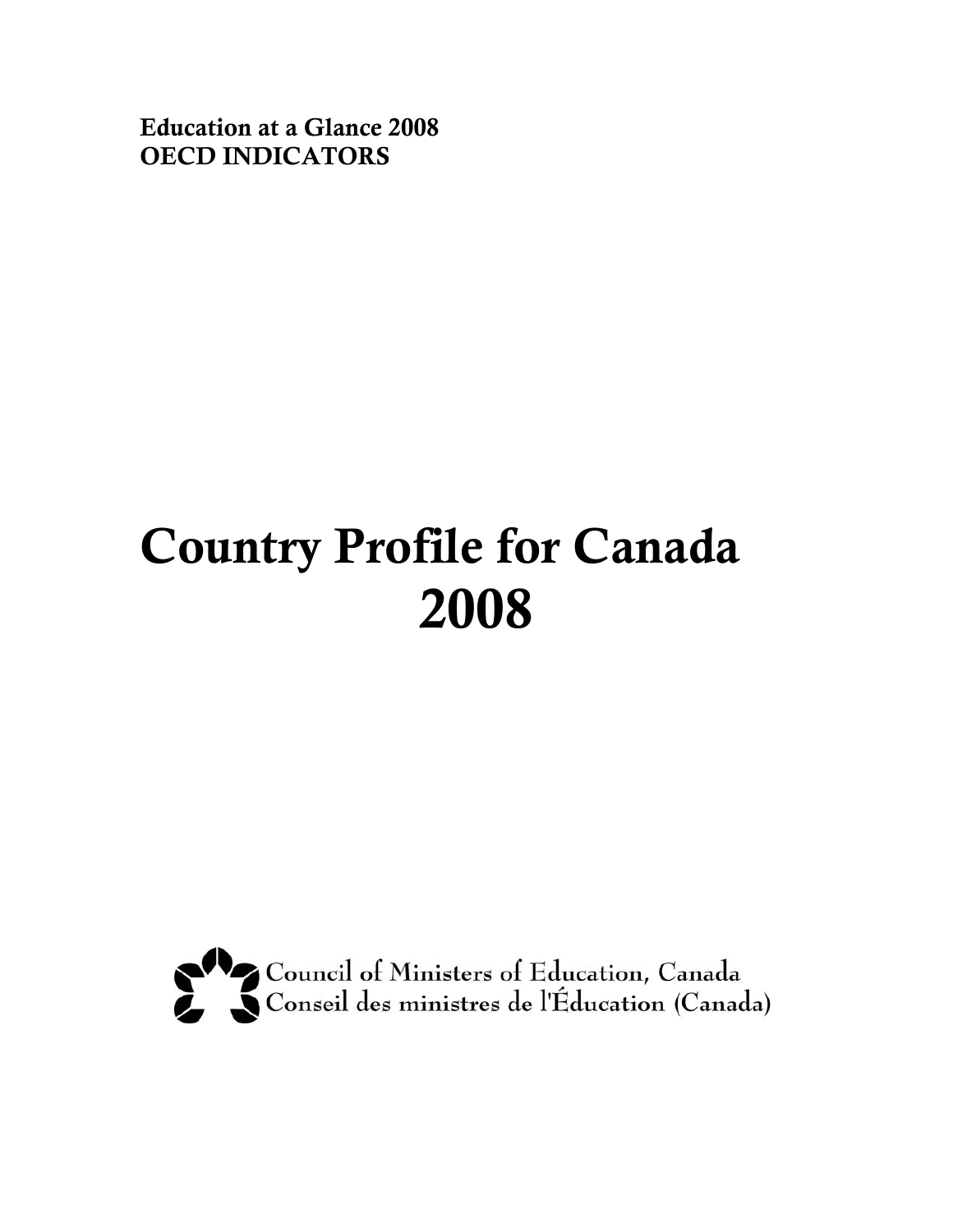**Education at a Glance 2008**
**OECD INDICATORS**

# Country Profile for Canada 2008

Council of Ministers of Education, Canada
Conseil des ministres de l'Éducation (Canada)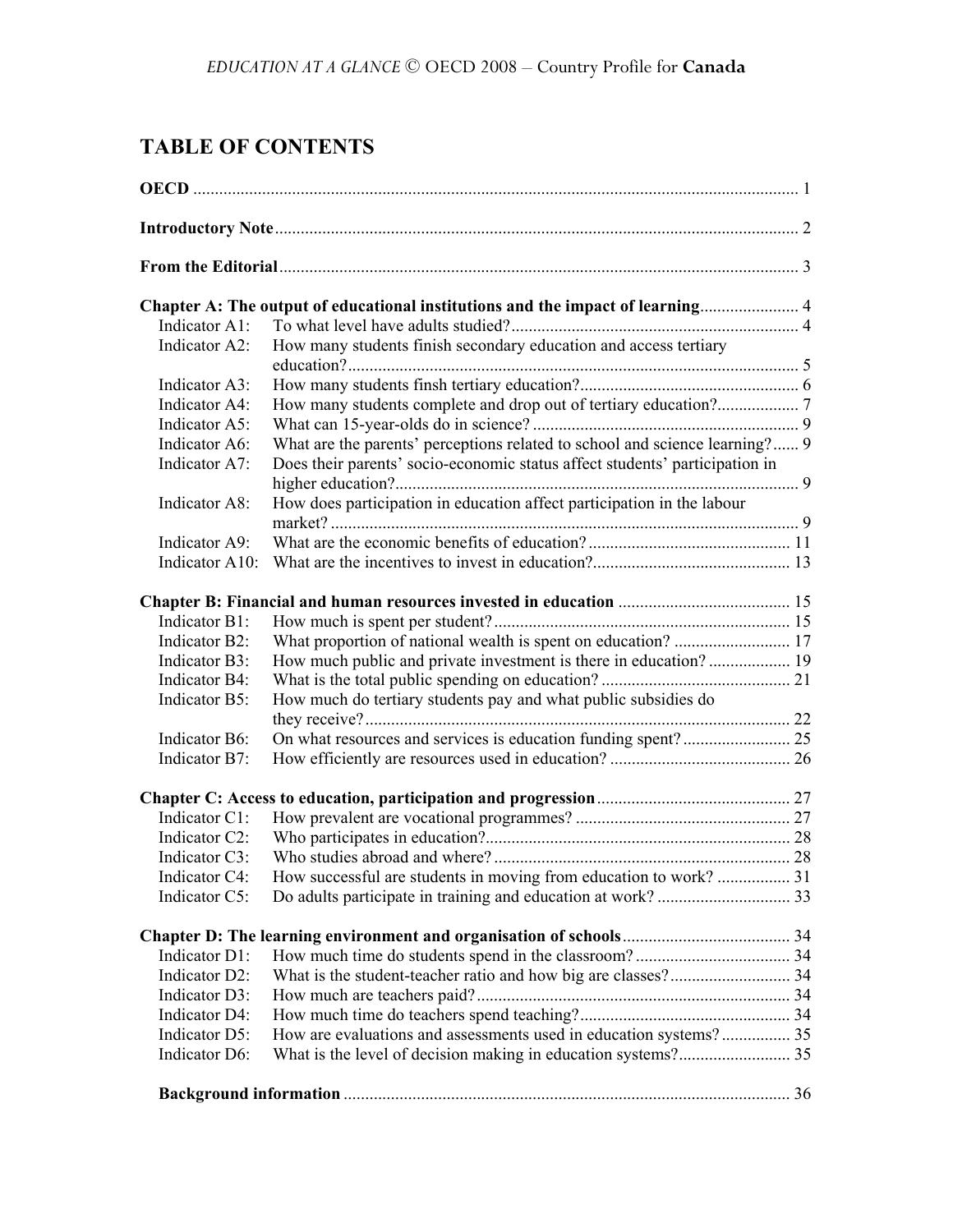# TABLE OF CONTENTS

**OECD** ............................................................................................................................................ 1

**Introductory Note** ......................................................................................................................... 2

**From the Editorial** ....................................................................................................................... 3

**Chapter A: The output of educational institutions and the impact of learning** ....................... 4

| | | |
|---|---|---|
| Indicator A1: | To what level have adults studied? | 4 |
| Indicator A2: | How many students finish secondary education and access tertiary education? | 5 |
| Indicator A3: | How many students finsh tertiary education? | 6 |
| Indicator A4: | How many students complete and drop out of tertiary education? | 7 |
| Indicator A5: | What can 15-year-olds do in science? | 9 |
| Indicator A6: | What are the parents' perceptions related to school and science learning? | 9 |
| Indicator A7: | Does their parents' socio-economic status affect students' participation in higher education? | 9 |
| Indicator A8: | How does participation in education affect participation in the labour market? | 9 |
| Indicator A9: | What are the economic benefits of education? | 11 |
| Indicator A10: | What are the incentives to invest in education? | 13 |

**Chapter B: Financial and human resources invested in education** ........................................ 15

| | | |
|---|---|---|
| Indicator B1: | How much is spent per student? | 15 |
| Indicator B2: | What proportion of national wealth is spent on education? | 17 |
| Indicator B3: | How much public and private investment is there in education? | 19 |
| Indicator B4: | What is the total public spending on education? | 21 |
| Indicator B5: | How much do tertiary students pay and what public subsidies do they receive? | 22 |
| Indicator B6: | On what resources and services is education funding spent? | 25 |
| Indicator B7: | How efficiently are resources used in education? | 26 |

**Chapter C: Access to education, participation and progression** ............................................. 27

| | | |
|---|---|---|
| Indicator C1: | How prevalent are vocational programmes? | 27 |
| Indicator C2: | Who participates in education? | 28 |
| Indicator C3: | Who studies abroad and where? | 28 |
| Indicator C4: | How successful are students in moving from education to work? | 31 |
| Indicator C5: | Do adults participate in training and education at work? | 33 |

**Chapter D: The learning environment and organisation of schools** ....................................... 34

| | | |
|---|---|---|
| Indicator D1: | How much time do students spend in the classroom? | 34 |
| Indicator D2: | What is the student-teacher ratio and how big are classes? | 34 |
| Indicator D3: | How much are teachers paid? | 34 |
| Indicator D4: | How much time do teachers spend teaching? | 34 |
| Indicator D5: | How are evaluations and assessments used in education systems? | 35 |
| Indicator D6: | What is the level of decision making in education systems? | 35 |

**Background information** ....................................................................................................... 36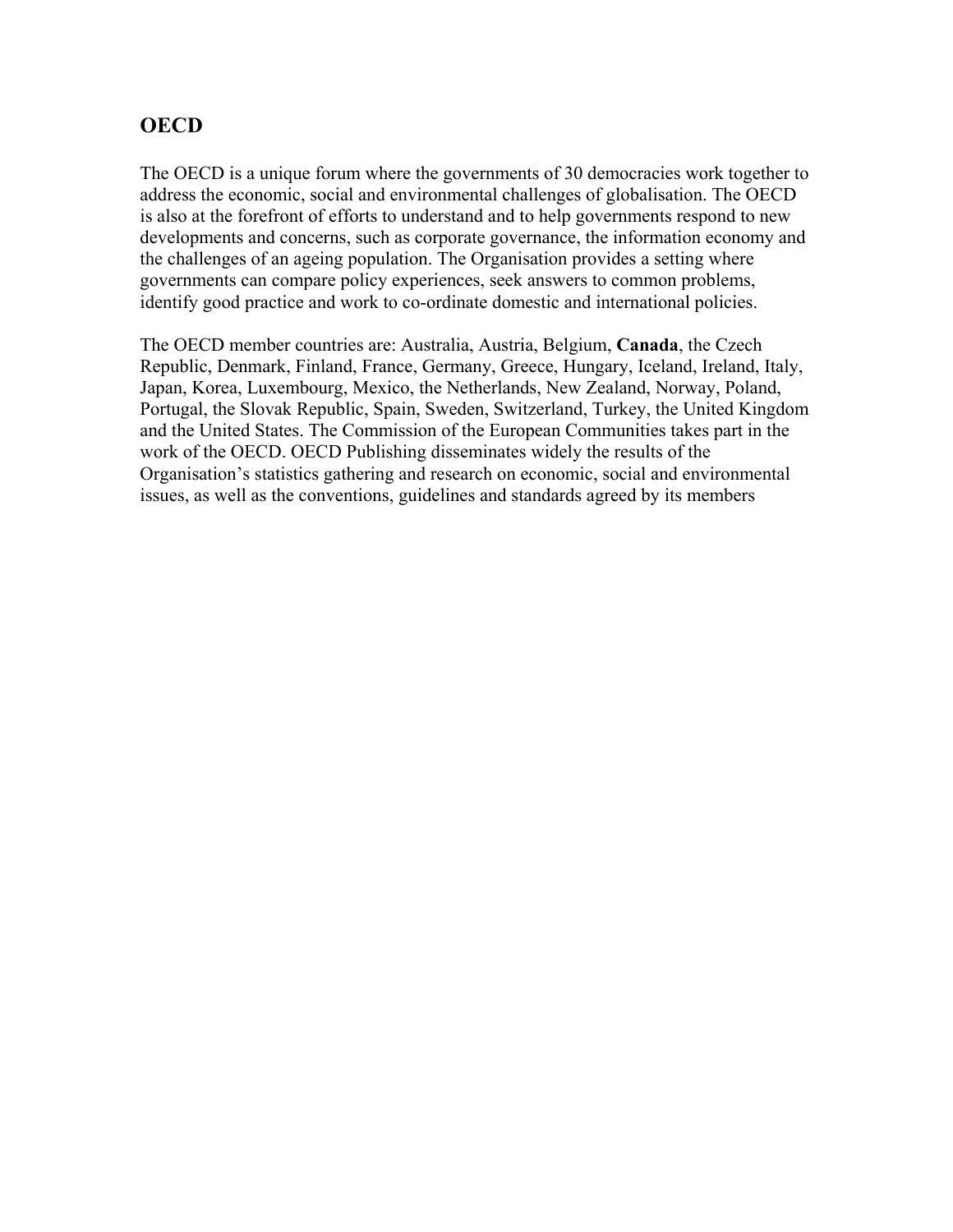## OECD

The OECD is a unique forum where the governments of 30 democracies work together to address the economic, social and environmental challenges of globalisation. The OECD is also at the forefront of efforts to understand and to help governments respond to new developments and concerns, such as corporate governance, the information economy and the challenges of an ageing population. The Organisation provides a setting where governments can compare policy experiences, seek answers to common problems, identify good practice and work to co-ordinate domestic and international policies.

The OECD member countries are: Australia, Austria, Belgium, **Canada**, the Czech Republic, Denmark, Finland, France, Germany, Greece, Hungary, Iceland, Ireland, Italy, Japan, Korea, Luxembourg, Mexico, the Netherlands, New Zealand, Norway, Poland, Portugal, the Slovak Republic, Spain, Sweden, Switzerland, Turkey, the United Kingdom and the United States. The Commission of the European Communities takes part in the work of the OECD. OECD Publishing disseminates widely the results of the Organisation's statistics gathering and research on economic, social and environmental issues, as well as the conventions, guidelines and standards agreed by its members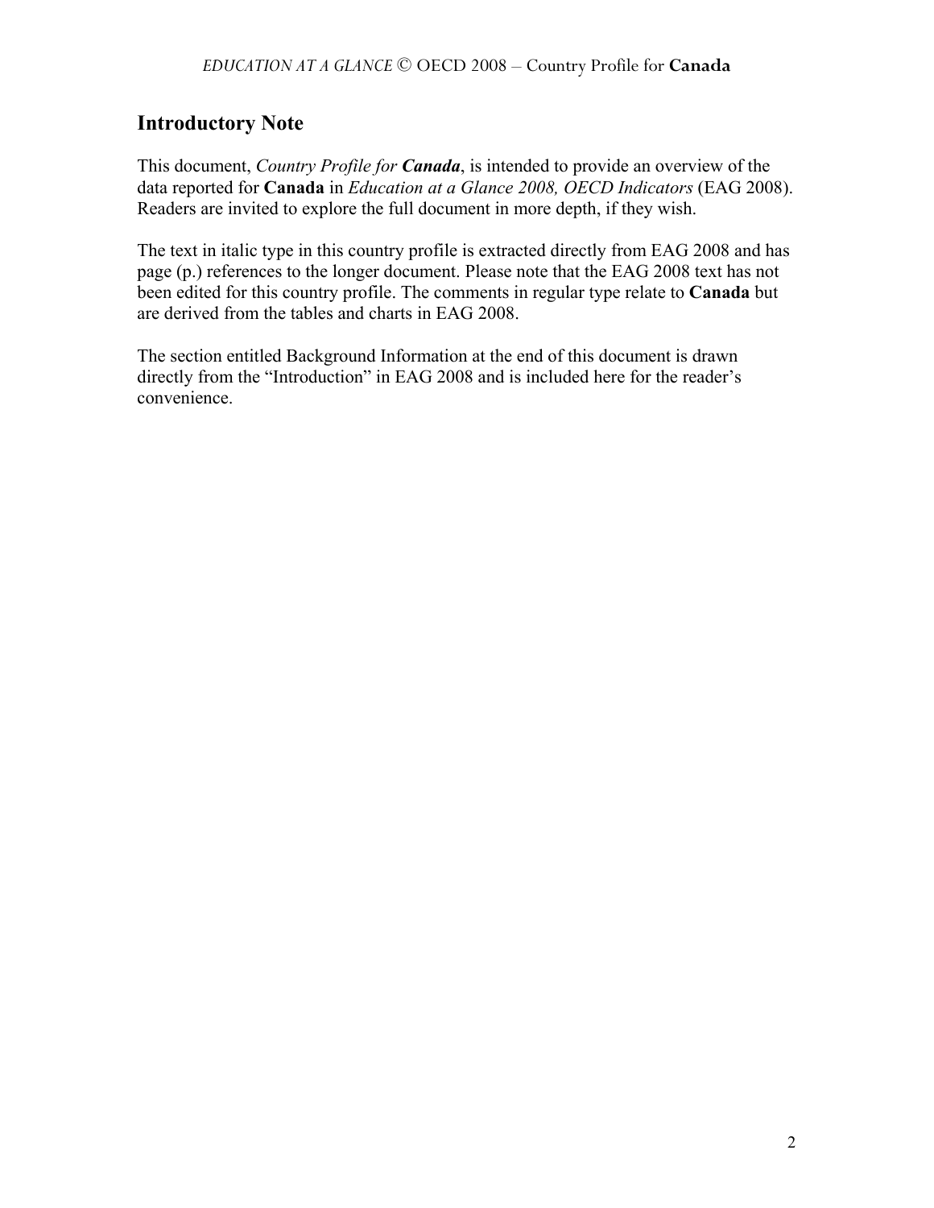## Introductory Note

This document, *Country Profile for **Canada***, is intended to provide an overview of the data reported for **Canada** in *Education at a Glance 2008, OECD Indicators* (EAG 2008). Readers are invited to explore the full document in more depth, if they wish.

The text in italic type in this country profile is extracted directly from EAG 2008 and has page (p.) references to the longer document. Please note that the EAG 2008 text has not been edited for this country profile. The comments in regular type relate to **Canada** but are derived from the tables and charts in EAG 2008.

The section entitled Background Information at the end of this document is drawn directly from the "Introduction" in EAG 2008 and is included here for the reader's convenience.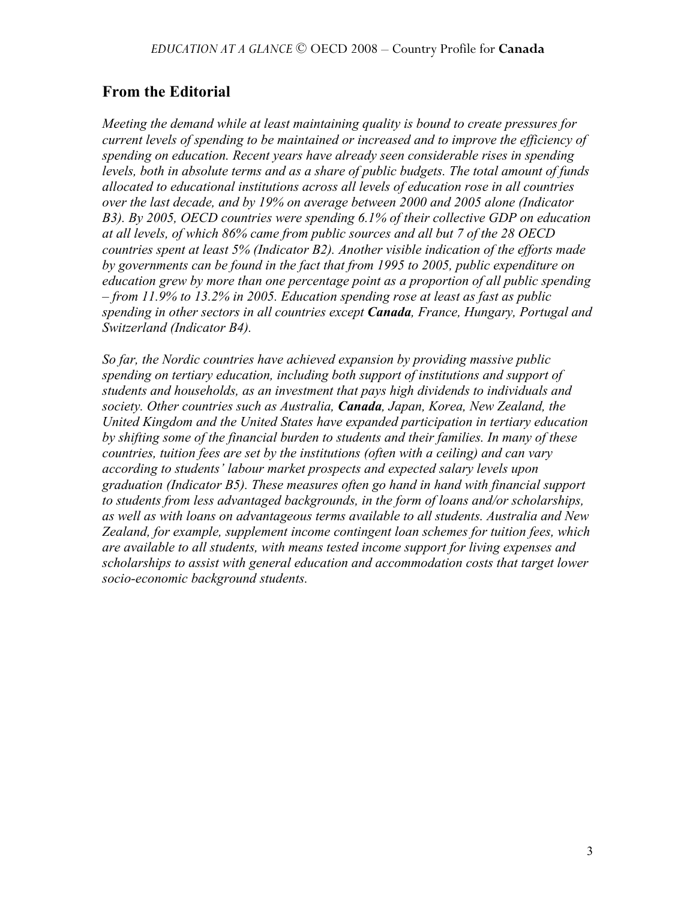## From the Editorial

*Meeting the demand while at least maintaining quality is bound to create pressures for current levels of spending to be maintained or increased and to improve the efficiency of spending on education. Recent years have already seen considerable rises in spending levels, both in absolute terms and as a share of public budgets. The total amount of funds allocated to educational institutions across all levels of education rose in all countries over the last decade, and by 19% on average between 2000 and 2005 alone (Indicator B3). By 2005, OECD countries were spending 6.1% of their collective GDP on education at all levels, of which 86% came from public sources and all but 7 of the 28 OECD countries spent at least 5% (Indicator B2). Another visible indication of the efforts made by governments can be found in the fact that from 1995 to 2005, public expenditure on education grew by more than one percentage point as a proportion of all public spending – from 11.9% to 13.2% in 2005. Education spending rose at least as fast as public spending in other sectors in all countries except* ***Canada****, France, Hungary, Portugal and Switzerland (Indicator B4).*

*So far, the Nordic countries have achieved expansion by providing massive public spending on tertiary education, including both support of institutions and support of students and households, as an investment that pays high dividends to individuals and society. Other countries such as Australia,* ***Canada****, Japan, Korea, New Zealand, the United Kingdom and the United States have expanded participation in tertiary education by shifting some of the financial burden to students and their families. In many of these countries, tuition fees are set by the institutions (often with a ceiling) and can vary according to students' labour market prospects and expected salary levels upon graduation (Indicator B5). These measures often go hand in hand with financial support to students from less advantaged backgrounds, in the form of loans and/or scholarships, as well as with loans on advantageous terms available to all students. Australia and New Zealand, for example, supplement income contingent loan schemes for tuition fees, which are available to all students, with means tested income support for living expenses and scholarships to assist with general education and accommodation costs that target lower socio-economic background students.*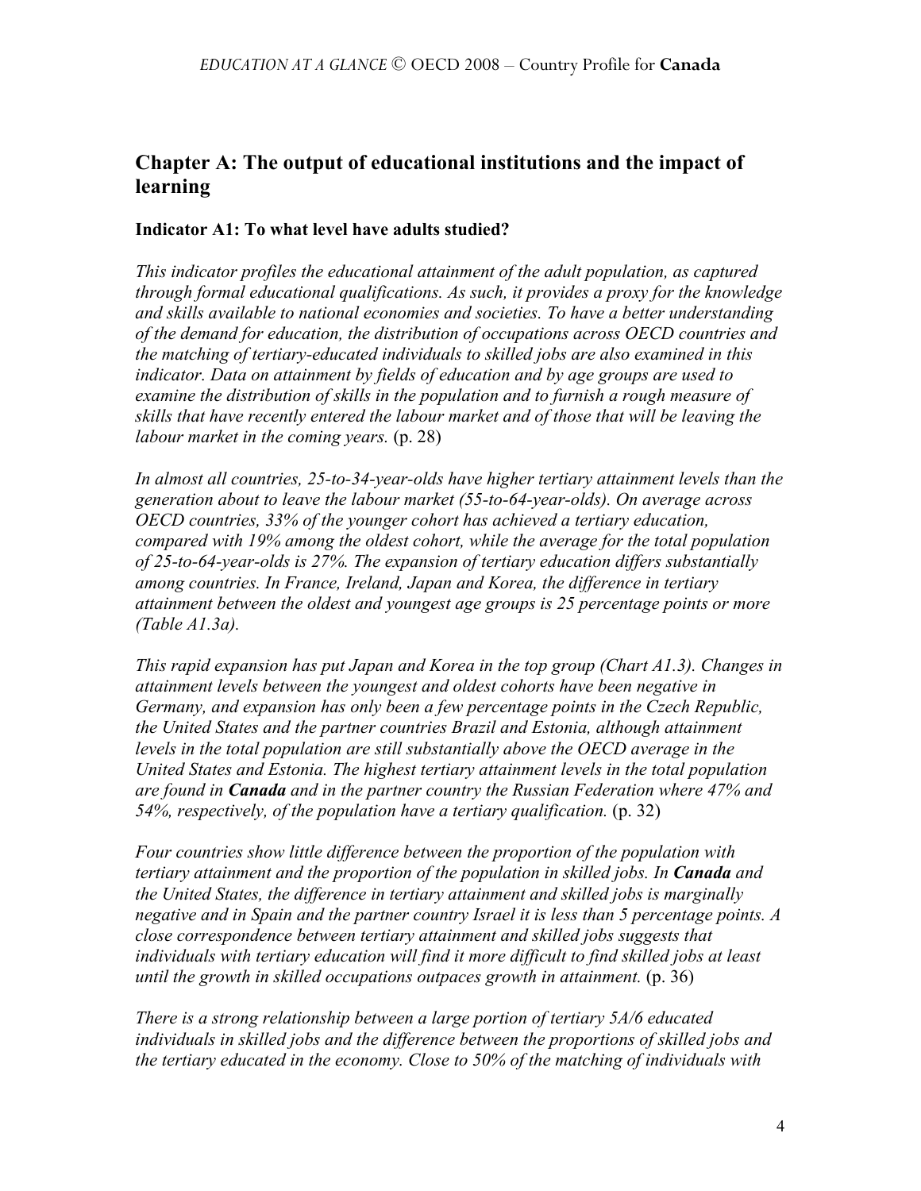## Chapter A: The output of educational institutions and the impact of learning

### Indicator A1: To what level have adults studied?

*This indicator profiles the educational attainment of the adult population, as captured through formal educational qualifications. As such, it provides a proxy for the knowledge and skills available to national economies and societies. To have a better understanding of the demand for education, the distribution of occupations across OECD countries and the matching of tertiary-educated individuals to skilled jobs are also examined in this indicator. Data on attainment by fields of education and by age groups are used to examine the distribution of skills in the population and to furnish a rough measure of skills that have recently entered the labour market and of those that will be leaving the labour market in the coming years.* (p. 28)

*In almost all countries, 25-to-34-year-olds have higher tertiary attainment levels than the generation about to leave the labour market (55-to-64-year-olds). On average across OECD countries, 33% of the younger cohort has achieved a tertiary education, compared with 19% among the oldest cohort, while the average for the total population of 25-to-64-year-olds is 27%. The expansion of tertiary education differs substantially among countries. In France, Ireland, Japan and Korea, the difference in tertiary attainment between the oldest and youngest age groups is 25 percentage points or more (Table A1.3a).*

*This rapid expansion has put Japan and Korea in the top group (Chart A1.3). Changes in attainment levels between the youngest and oldest cohorts have been negative in Germany, and expansion has only been a few percentage points in the Czech Republic, the United States and the partner countries Brazil and Estonia, although attainment levels in the total population are still substantially above the OECD average in the United States and Estonia. The highest tertiary attainment levels in the total population are found in* ***Canada*** *and in the partner country the Russian Federation where 47% and 54%, respectively, of the population have a tertiary qualification.* (p. 32)

*Four countries show little difference between the proportion of the population with tertiary attainment and the proportion of the population in skilled jobs. In* ***Canada*** *and the United States, the difference in tertiary attainment and skilled jobs is marginally negative and in Spain and the partner country Israel it is less than 5 percentage points. A close correspondence between tertiary attainment and skilled jobs suggests that individuals with tertiary education will find it more difficult to find skilled jobs at least until the growth in skilled occupations outpaces growth in attainment.* (p. 36)

*There is a strong relationship between a large portion of tertiary 5A/6 educated individuals in skilled jobs and the difference between the proportions of skilled jobs and the tertiary educated in the economy. Close to 50% of the matching of individuals with*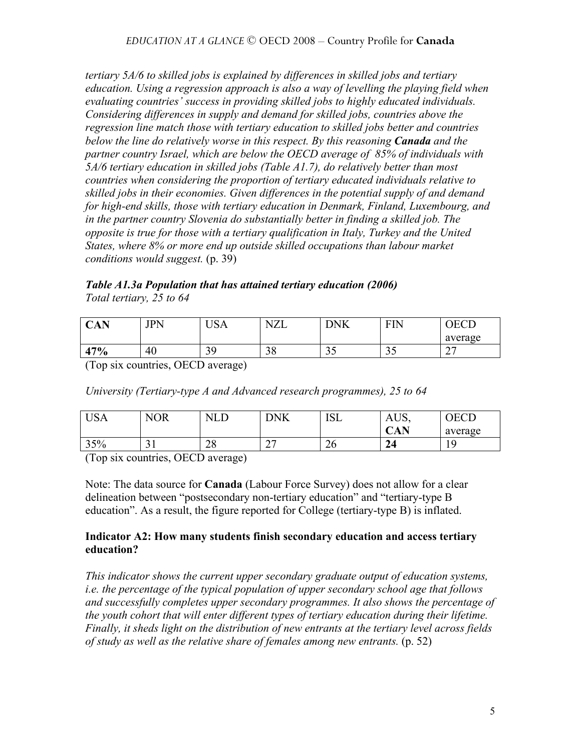*tertiary 5A/6 to skilled jobs is explained by differences in skilled jobs and tertiary education. Using a regression approach is also a way of levelling the playing field when evaluating countries' success in providing skilled jobs to highly educated individuals. Considering differences in supply and demand for skilled jobs, countries above the regression line match those with tertiary education to skilled jobs better and countries below the line do relatively worse in this respect. By this reasoning **Canada** and the partner country Israel, which are below the OECD average of 85% of individuals with 5A/6 tertiary education in skilled jobs (Table A1.7), do relatively better than most countries when considering the proportion of tertiary educated individuals relative to skilled jobs in their economies. Given differences in the potential supply of and demand for high-end skills, those with tertiary education in Denmark, Finland, Luxembourg, and in the partner country Slovenia do substantially better in finding a skilled job. The opposite is true for those with a tertiary qualification in Italy, Turkey and the United States, where 8% or more end up outside skilled occupations than labour market conditions would suggest.* (p. 39)

***Table A1.3a Population that has attained tertiary education (2006)***

*Total tertiary, 25 to 64*

| **CAN** | JPN | USA | NZL | DNK | FIN | OECD average |
|---|---|---|---|---|---|---|
| **47%** | 40 | 39 | 38 | 35 | 35 | 27 |

(Top six countries, OECD average)

*University (Tertiary-type A and Advanced research programmes), 25 to 64*

| USA | NOR | NLD | DNK | ISL | AUS, **CAN** | OECD average |
|---|---|---|---|---|---|---|
| 35% | 31 | 28 | 27 | 26 | **24** | 19 |

(Top six countries, OECD average)

Note: The data source for **Canada** (Labour Force Survey) does not allow for a clear delineation between "postsecondary non-tertiary education" and "tertiary-type B education". As a result, the figure reported for College (tertiary-type B) is inflated.

### Indicator A2: How many students finish secondary education and access tertiary education?

*This indicator shows the current upper secondary graduate output of education systems, i.e. the percentage of the typical population of upper secondary school age that follows and successfully completes upper secondary programmes. It also shows the percentage of the youth cohort that will enter different types of tertiary education during their lifetime. Finally, it sheds light on the distribution of new entrants at the tertiary level across fields of study as well as the relative share of females among new entrants.* (p. 52)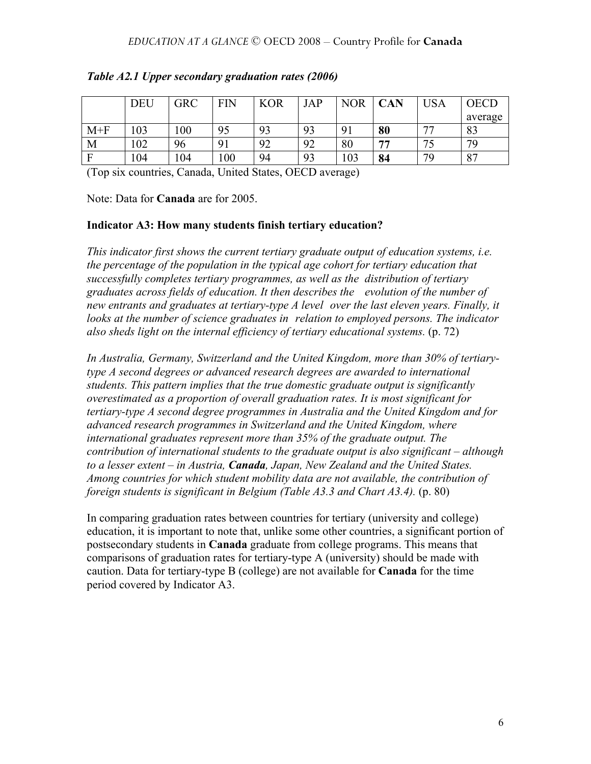***Table A2.1 Upper secondary graduation rates (2006)***

| | DEU | GRC | FIN | KOR | JAP | NOR | **CAN** | USA | OECD average |
|---|---|---|---|---|---|---|---|---|---|
| M+F | 103 | 100 | 95 | 93 | 93 | 91 | **80** | 77 | 83 |
| M | 102 | 96 | 91 | 92 | 92 | 80 | **77** | 75 | 79 |
| F | 104 | 104 | 100 | 94 | 93 | 103 | **84** | 79 | 87 |

(Top six countries, Canada, United States, OECD average)

Note: Data for **Canada** are for 2005.

### Indicator A3: How many students finish tertiary education?

*This indicator first shows the current tertiary graduate output of education systems, i.e. the percentage of the population in the typical age cohort for tertiary education that successfully completes tertiary programmes, as well as the distribution of tertiary graduates across fields of education. It then describes the evolution of the number of new entrants and graduates at tertiary-type A level over the last eleven years. Finally, it looks at the number of science graduates in relation to employed persons. The indicator also sheds light on the internal efficiency of tertiary educational systems.* (p. 72)

*In Australia, Germany, Switzerland and the United Kingdom, more than 30% of tertiary-type A second degrees or advanced research degrees are awarded to international students. This pattern implies that the true domestic graduate output is significantly overestimated as a proportion of overall graduation rates. It is most significant for tertiary-type A second degree programmes in Australia and the United Kingdom and for advanced research programmes in Switzerland and the United Kingdom, where international graduates represent more than 35% of the graduate output. The contribution of international students to the graduate output is also significant – although to a lesser extent – in Austria, **Canada**, Japan, New Zealand and the United States. Among countries for which student mobility data are not available, the contribution of foreign students is significant in Belgium (Table A3.3 and Chart A3.4).* (p. 80)

In comparing graduation rates between countries for tertiary (university and college) education, it is important to note that, unlike some other countries, a significant portion of postsecondary students in **Canada** graduate from college programs. This means that comparisons of graduation rates for tertiary-type A (university) should be made with caution. Data for tertiary-type B (college) are not available for **Canada** for the time period covered by Indicator A3.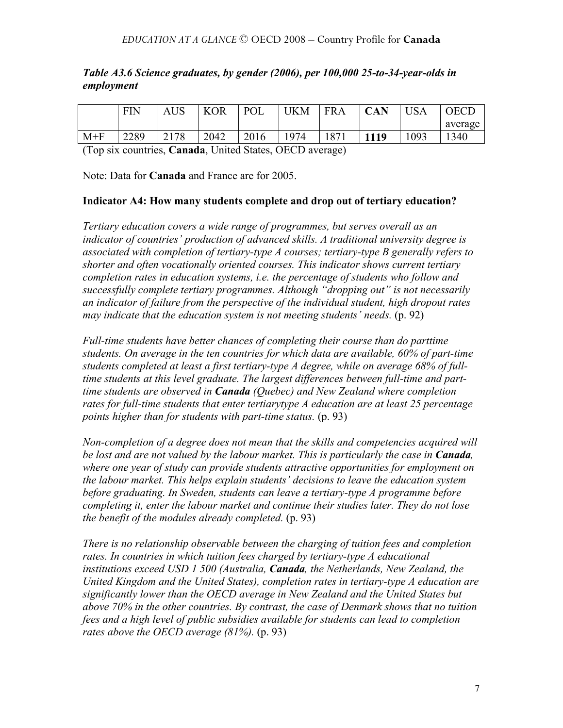***Table A3.6 Science graduates, by gender (2006), per 100,000 25-to-34-year-olds in employment***

| | FIN | AUS | KOR | POL | UKM | FRA | **CAN** | USA | OECD average |
|---|---|---|---|---|---|---|---|---|---|
| M+F | 2289 | 2178 | 2042 | 2016 | 1974 | 1871 | **1119** | 1093 | 1340 |

(Top six countries, **Canada**, United States, OECD average)

Note: Data for **Canada** and France are for 2005.

**Indicator A4: How many students complete and drop out of tertiary education?**

*Tertiary education covers a wide range of programmes, but serves overall as an indicator of countries' production of advanced skills. A traditional university degree is associated with completion of tertiary-type A courses; tertiary-type B generally refers to shorter and often vocationally oriented courses. This indicator shows current tertiary completion rates in education systems, i.e. the percentage of students who follow and successfully complete tertiary programmes. Although "dropping out" is not necessarily an indicator of failure from the perspective of the individual student, high dropout rates may indicate that the education system is not meeting students' needs.* (p. 92)

*Full-time students have better chances of completing their course than do parttime students. On average in the ten countries for which data are available, 60% of part-time students completed at least a first tertiary-type A degree, while on average 68% of full-time students at this level graduate. The largest differences between full-time and part-time students are observed in **Canada** (Quebec) and New Zealand where completion rates for full-time students that enter tertiarytype A education are at least 25 percentage points higher than for students with part-time status.* (p. 93)

*Non-completion of a degree does not mean that the skills and competencies acquired will be lost and are not valued by the labour market. This is particularly the case in **Canada**, where one year of study can provide students attractive opportunities for employment on the labour market. This helps explain students' decisions to leave the education system before graduating. In Sweden, students can leave a tertiary-type A programme before completing it, enter the labour market and continue their studies later. They do not lose the benefit of the modules already completed.* (p. 93)

*There is no relationship observable between the charging of tuition fees and completion rates. In countries in which tuition fees charged by tertiary-type A educational institutions exceed USD 1 500 (Australia, **Canada**, the Netherlands, New Zealand, the United Kingdom and the United States), completion rates in tertiary-type A education are significantly lower than the OECD average in New Zealand and the United States but above 70% in the other countries. By contrast, the case of Denmark shows that no tuition fees and a high level of public subsidies available for students can lead to completion rates above the OECD average (81%).* (p. 93)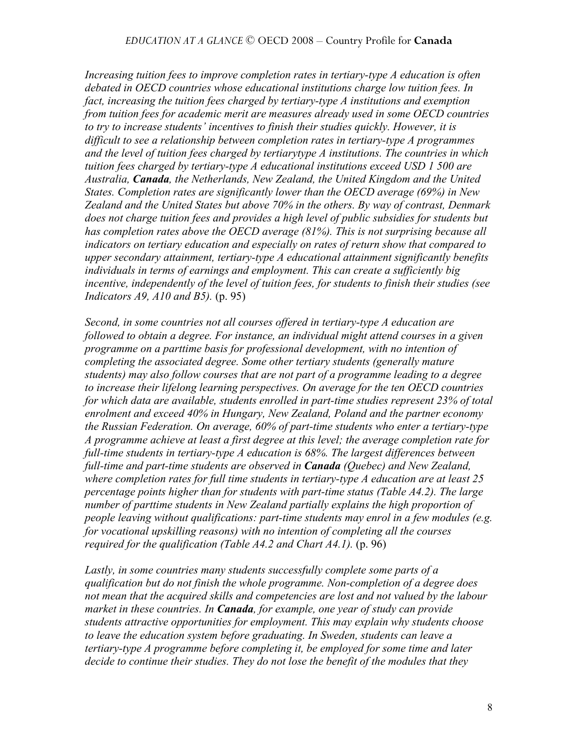*Increasing tuition fees to improve completion rates in tertiary-type A education is often debated in OECD countries whose educational institutions charge low tuition fees. In fact, increasing the tuition fees charged by tertiary-type A institutions and exemption from tuition fees for academic merit are measures already used in some OECD countries to try to increase students' incentives to finish their studies quickly. However, it is difficult to see a relationship between completion rates in tertiary-type A programmes and the level of tuition fees charged by tertiarytype A institutions. The countries in which tuition fees charged by tertiary-type A educational institutions exceed USD 1 500 are Australia, **Canada**, the Netherlands, New Zealand, the United Kingdom and the United States. Completion rates are significantly lower than the OECD average (69%) in New Zealand and the United States but above 70% in the others. By way of contrast, Denmark does not charge tuition fees and provides a high level of public subsidies for students but has completion rates above the OECD average (81%). This is not surprising because all indicators on tertiary education and especially on rates of return show that compared to upper secondary attainment, tertiary-type A educational attainment significantly benefits individuals in terms of earnings and employment. This can create a sufficiently big incentive, independently of the level of tuition fees, for students to finish their studies (see Indicators A9, A10 and B5).* (p. 95)

*Second, in some countries not all courses offered in tertiary-type A education are followed to obtain a degree. For instance, an individual might attend courses in a given programme on a parttime basis for professional development, with no intention of completing the associated degree. Some other tertiary students (generally mature students) may also follow courses that are not part of a programme leading to a degree to increase their lifelong learning perspectives. On average for the ten OECD countries for which data are available, students enrolled in part-time studies represent 23% of total enrolment and exceed 40% in Hungary, New Zealand, Poland and the partner economy the Russian Federation. On average, 60% of part-time students who enter a tertiary-type A programme achieve at least a first degree at this level; the average completion rate for full-time students in tertiary-type A education is 68%. The largest differences between full-time and part-time students are observed in **Canada** (Quebec) and New Zealand, where completion rates for full time students in tertiary-type A education are at least 25 percentage points higher than for students with part-time status (Table A4.2). The large number of parttime students in New Zealand partially explains the high proportion of people leaving without qualifications: part-time students may enrol in a few modules (e.g. for vocational upskilling reasons) with no intention of completing all the courses required for the qualification (Table A4.2 and Chart A4.1).* (p. 96)

*Lastly, in some countries many students successfully complete some parts of a qualification but do not finish the whole programme. Non-completion of a degree does not mean that the acquired skills and competencies are lost and not valued by the labour market in these countries. In **Canada**, for example, one year of study can provide students attractive opportunities for employment. This may explain why students choose to leave the education system before graduating. In Sweden, students can leave a tertiary-type A programme before completing it, be employed for some time and later decide to continue their studies. They do not lose the benefit of the modules that they*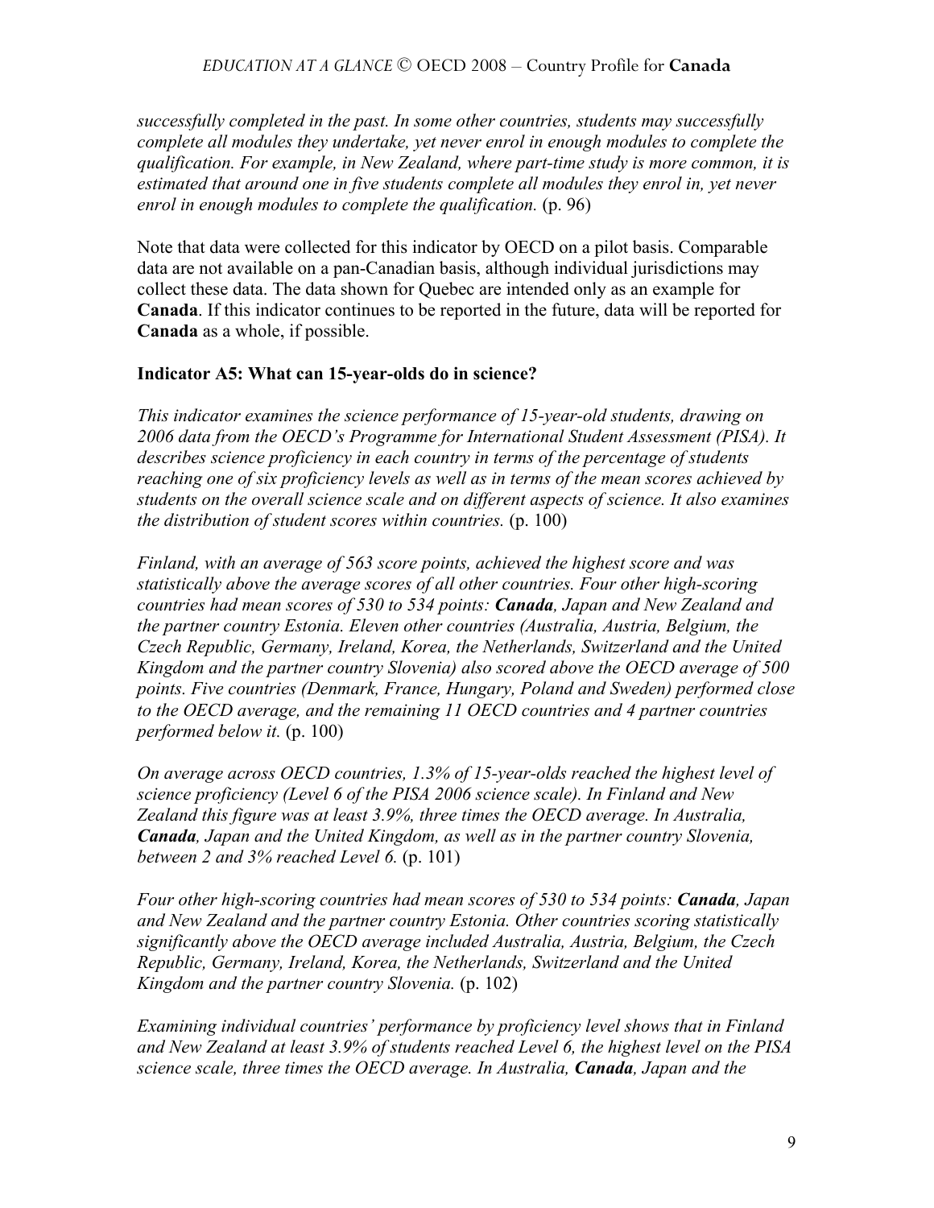*successfully completed in the past. In some other countries, students may successfully complete all modules they undertake, yet never enrol in enough modules to complete the qualification. For example, in New Zealand, where part-time study is more common, it is estimated that around one in five students complete all modules they enrol in, yet never enrol in enough modules to complete the qualification.* (p. 96)

Note that data were collected for this indicator by OECD on a pilot basis. Comparable data are not available on a pan-Canadian basis, although individual jurisdictions may collect these data. The data shown for Quebec are intended only as an example for **Canada**. If this indicator continues to be reported in the future, data will be reported for **Canada** as a whole, if possible.

### Indicator A5: What can 15-year-olds do in science?

*This indicator examines the science performance of 15-year-old students, drawing on 2006 data from the OECD's Programme for International Student Assessment (PISA). It describes science proficiency in each country in terms of the percentage of students reaching one of six proficiency levels as well as in terms of the mean scores achieved by students on the overall science scale and on different aspects of science. It also examines the distribution of student scores within countries.* (p. 100)

*Finland, with an average of 563 score points, achieved the highest score and was statistically above the average scores of all other countries. Four other high-scoring countries had mean scores of 530 to 534 points:* ***Canada****, Japan and New Zealand and the partner country Estonia. Eleven other countries (Australia, Austria, Belgium, the Czech Republic, Germany, Ireland, Korea, the Netherlands, Switzerland and the United Kingdom and the partner country Slovenia) also scored above the OECD average of 500 points. Five countries (Denmark, France, Hungary, Poland and Sweden) performed close to the OECD average, and the remaining 11 OECD countries and 4 partner countries performed below it.* (p. 100)

*On average across OECD countries, 1.3% of 15-year-olds reached the highest level of science proficiency (Level 6 of the PISA 2006 science scale). In Finland and New Zealand this figure was at least 3.9%, three times the OECD average. In Australia,* ***Canada****, Japan and the United Kingdom, as well as in the partner country Slovenia, between 2 and 3% reached Level 6.* (p. 101)

*Four other high-scoring countries had mean scores of 530 to 534 points:* ***Canada****, Japan and New Zealand and the partner country Estonia. Other countries scoring statistically significantly above the OECD average included Australia, Austria, Belgium, the Czech Republic, Germany, Ireland, Korea, the Netherlands, Switzerland and the United Kingdom and the partner country Slovenia.* (p. 102)

*Examining individual countries' performance by proficiency level shows that in Finland and New Zealand at least 3.9% of students reached Level 6, the highest level on the PISA science scale, three times the OECD average. In Australia,* ***Canada****, Japan and the*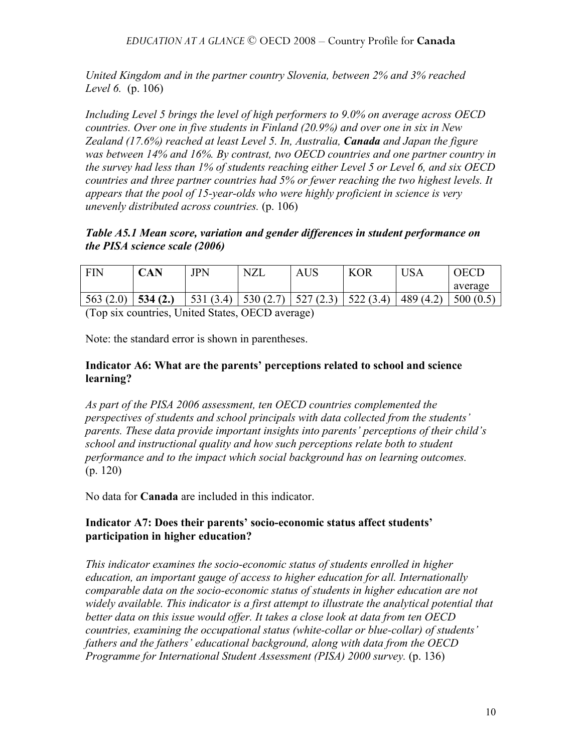*United Kingdom and in the partner country Slovenia, between 2% and 3% reached Level 6.* (p. 106)

*Including Level 5 brings the level of high performers to 9.0% on average across OECD countries. Over one in five students in Finland (20.9%) and over one in six in New Zealand (17.6%) reached at least Level 5. In, Australia, **Canada** and Japan the figure was between 14% and 16%. By contrast, two OECD countries and one partner country in the survey had less than 1% of students reaching either Level 5 or Level 6, and six OECD countries and three partner countries had 5% or fewer reaching the two highest levels. It appears that the pool of 15-year-olds who were highly proficient in science is very unevenly distributed across countries.* (p. 106)

***Table A5.1 Mean score, variation and gender differences in student performance on the PISA science scale (2006)***

| FIN | **CAN** | JPN | NZL | AUS | KOR | USA | OECD average |
|---|---|---|---|---|---|---|---|
| 563 (2.0) | **534 (2.)** | 531 (3.4) | 530 (2.7) | 527 (2.3) | 522 (3.4) | 489 (4.2) | 500 (0.5) |

(Top six countries, United States, OECD average)

Note: the standard error is shown in parentheses.

### Indicator A6: What are the parents' perceptions related to school and science learning?

*As part of the PISA 2006 assessment, ten OECD countries complemented the perspectives of students and school principals with data collected from the students' parents. These data provide important insights into parents' perceptions of their child's school and instructional quality and how such perceptions relate both to student performance and to the impact which social background has on learning outcomes.* (p. 120)

No data for **Canada** are included in this indicator.

### Indicator A7: Does their parents' socio-economic status affect students' participation in higher education?

*This indicator examines the socio-economic status of students enrolled in higher education, an important gauge of access to higher education for all. Internationally comparable data on the socio-economic status of students in higher education are not widely available. This indicator is a first attempt to illustrate the analytical potential that better data on this issue would offer. It takes a close look at data from ten OECD countries, examining the occupational status (white-collar or blue-collar) of students' fathers and the fathers' educational background, along with data from the OECD Programme for International Student Assessment (PISA) 2000 survey.* (p. 136)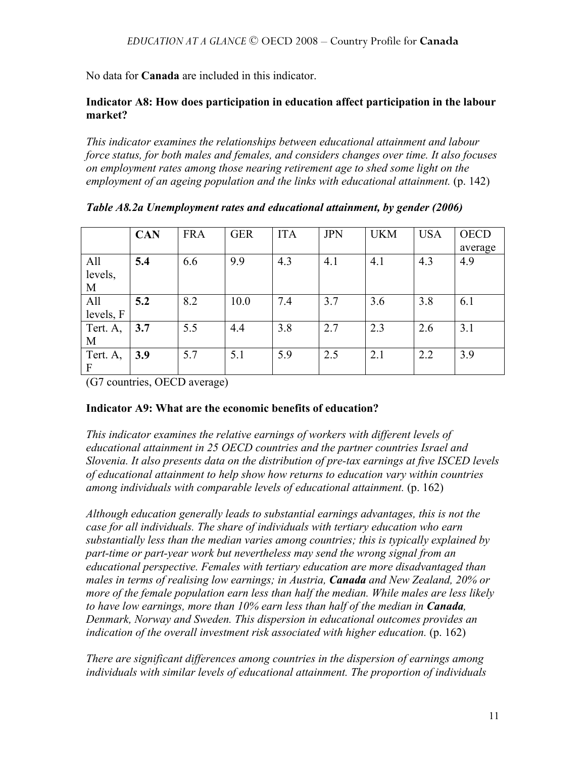No data for **Canada** are included in this indicator.

### Indicator A8: How does participation in education affect participation in the labour market?

*This indicator examines the relationships between educational attainment and labour force status, for both males and females, and considers changes over time. It also focuses on employment rates among those nearing retirement age to shed some light on the employment of an ageing population and the links with educational attainment.* (p. 142)

***Table A8.2a Unemployment rates and educational attainment, by gender (2006)***

| | **CAN** | FRA | GER | ITA | JPN | UKM | USA | OECD average |
|---|---|---|---|---|---|---|---|---|
| All levels, M | **5.4** | 6.6 | 9.9 | 4.3 | 4.1 | 4.1 | 4.3 | 4.9 |
| All levels, F | **5.2** | 8.2 | 10.0 | 7.4 | 3.7 | 3.6 | 3.8 | 6.1 |
| Tert. A, M | **3.7** | 5.5 | 4.4 | 3.8 | 2.7 | 2.3 | 2.6 | 3.1 |
| Tert. A, F | **3.9** | 5.7 | 5.1 | 5.9 | 2.5 | 2.1 | 2.2 | 3.9 |

(G7 countries, OECD average)

### Indicator A9: What are the economic benefits of education?

*This indicator examines the relative earnings of workers with different levels of educational attainment in 25 OECD countries and the partner countries Israel and Slovenia. It also presents data on the distribution of pre-tax earnings at five ISCED levels of educational attainment to help show how returns to education vary within countries among individuals with comparable levels of educational attainment.* (p. 162)

*Although education generally leads to substantial earnings advantages, this is not the case for all individuals. The share of individuals with tertiary education who earn substantially less than the median varies among countries; this is typically explained by part-time or part-year work but nevertheless may send the wrong signal from an educational perspective. Females with tertiary education are more disadvantaged than males in terms of realising low earnings; in Austria,* ***Canada*** *and New Zealand, 20% or more of the female population earn less than half the median. While males are less likely to have low earnings, more than 10% earn less than half of the median in* ***Canada****, Denmark, Norway and Sweden. This dispersion in educational outcomes provides an indication of the overall investment risk associated with higher education.* (p. 162)

*There are significant differences among countries in the dispersion of earnings among individuals with similar levels of educational attainment. The proportion of individuals*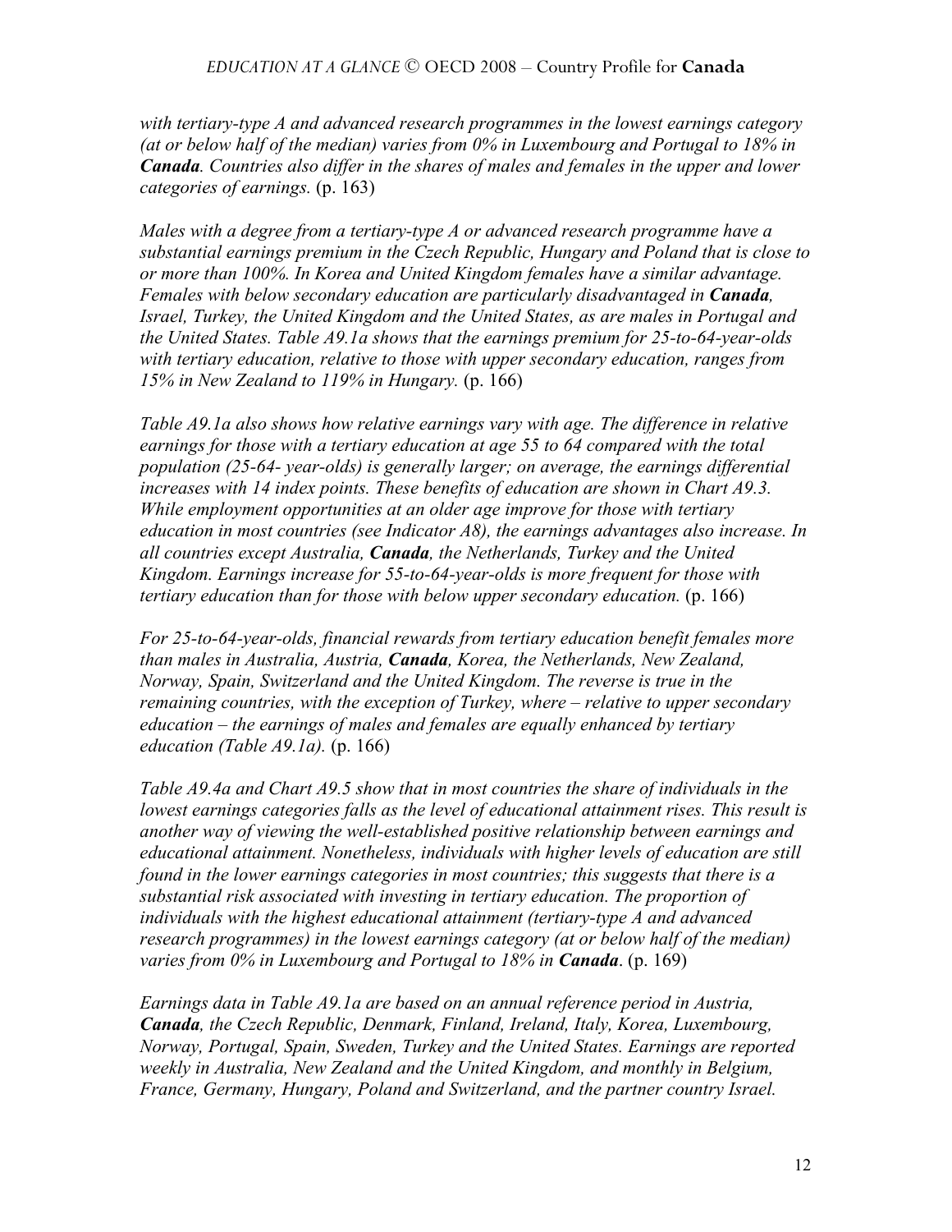*with tertiary-type A and advanced research programmes in the lowest earnings category (at or below half of the median) varies from 0% in Luxembourg and Portugal to 18% in **Canada**. Countries also differ in the shares of males and females in the upper and lower categories of earnings.* (p. 163)

*Males with a degree from a tertiary-type A or advanced research programme have a substantial earnings premium in the Czech Republic, Hungary and Poland that is close to or more than 100%. In Korea and United Kingdom females have a similar advantage. Females with below secondary education are particularly disadvantaged in **Canada**, Israel, Turkey, the United Kingdom and the United States, as are males in Portugal and the United States. Table A9.1a shows that the earnings premium for 25-to-64-year-olds with tertiary education, relative to those with upper secondary education, ranges from 15% in New Zealand to 119% in Hungary.* (p. 166)

*Table A9.1a also shows how relative earnings vary with age. The difference in relative earnings for those with a tertiary education at age 55 to 64 compared with the total population (25-64- year-olds) is generally larger; on average, the earnings differential increases with 14 index points. These benefits of education are shown in Chart A9.3. While employment opportunities at an older age improve for those with tertiary education in most countries (see Indicator A8), the earnings advantages also increase. In all countries except Australia, **Canada**, the Netherlands, Turkey and the United Kingdom. Earnings increase for 55-to-64-year-olds is more frequent for those with tertiary education than for those with below upper secondary education.* (p. 166)

*For 25-to-64-year-olds, financial rewards from tertiary education benefit females more than males in Australia, Austria, **Canada**, Korea, the Netherlands, New Zealand, Norway, Spain, Switzerland and the United Kingdom. The reverse is true in the remaining countries, with the exception of Turkey, where – relative to upper secondary education – the earnings of males and females are equally enhanced by tertiary education (Table A9.1a).* (p. 166)

*Table A9.4a and Chart A9.5 show that in most countries the share of individuals in the lowest earnings categories falls as the level of educational attainment rises. This result is another way of viewing the well-established positive relationship between earnings and educational attainment. Nonetheless, individuals with higher levels of education are still found in the lower earnings categories in most countries; this suggests that there is a substantial risk associated with investing in tertiary education. The proportion of individuals with the highest educational attainment (tertiary-type A and advanced research programmes) in the lowest earnings category (at or below half of the median) varies from 0% in Luxembourg and Portugal to 18% in **Canada**.* (p. 169)

*Earnings data in Table A9.1a are based on an annual reference period in Austria, **Canada**, the Czech Republic, Denmark, Finland, Ireland, Italy, Korea, Luxembourg, Norway, Portugal, Spain, Sweden, Turkey and the United States. Earnings are reported weekly in Australia, New Zealand and the United Kingdom, and monthly in Belgium, France, Germany, Hungary, Poland and Switzerland, and the partner country Israel.*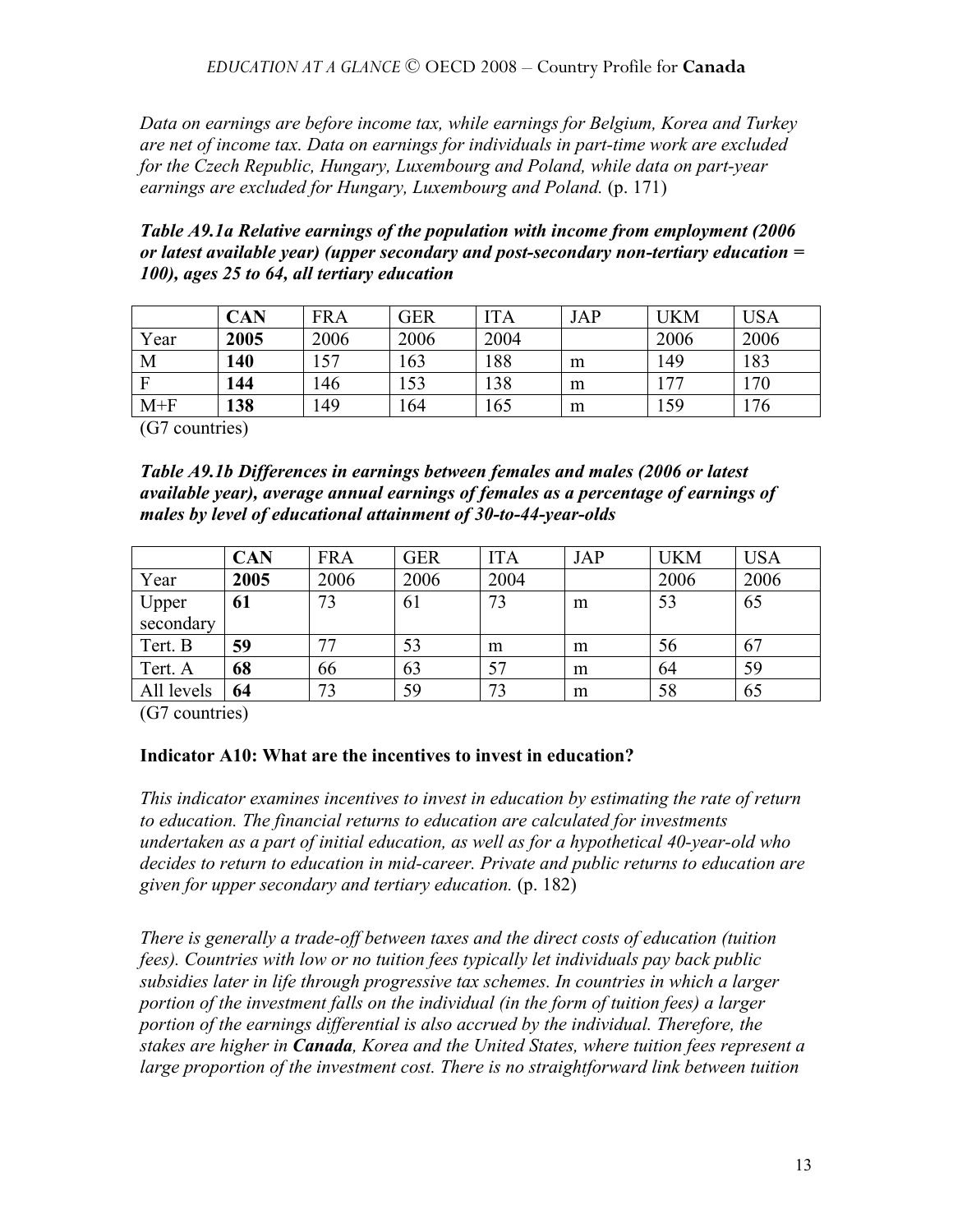*Data on earnings are before income tax, while earnings for Belgium, Korea and Turkey are net of income tax. Data on earnings for individuals in part-time work are excluded for the Czech Republic, Hungary, Luxembourg and Poland, while data on part-year earnings are excluded for Hungary, Luxembourg and Poland.* (p. 171)

***Table A9.1a Relative earnings of the population with income from employment (2006 or latest available year) (upper secondary and post-secondary non-tertiary education = 100), ages 25 to 64, all tertiary education***

| | **CAN** | FRA | GER | ITA | JAP | UKM | USA |
|---|---|---|---|---|---|---|---|
| Year | **2005** | 2006 | 2006 | 2004 | | 2006 | 2006 |
| M | **140** | 157 | 163 | 188 | m | 149 | 183 |
| F | **144** | 146 | 153 | 138 | m | 177 | 170 |
| M+F | **138** | 149 | 164 | 165 | m | 159 | 176 |

(G7 countries)

***Table A9.1b Differences in earnings between females and males (2006 or latest available year), average annual earnings of females as a percentage of earnings of males by level of educational attainment of 30-to-44-year-olds***

| | **CAN** | FRA | GER | ITA | JAP | UKM | USA |
|---|---|---|---|---|---|---|---|
| Year | **2005** | 2006 | 2006 | 2004 | | 2006 | 2006 |
| Upper secondary | **61** | 73 | 61 | 73 | m | 53 | 65 |
| Tert. B | **59** | 77 | 53 | m | m | 56 | 67 |
| Tert. A | **68** | 66 | 63 | 57 | m | 64 | 59 |
| All levels | **64** | 73 | 59 | 73 | m | 58 | 65 |

(G7 countries)

**Indicator A10: What are the incentives to invest in education?**

*This indicator examines incentives to invest in education by estimating the rate of return to education. The financial returns to education are calculated for investments undertaken as a part of initial education, as well as for a hypothetical 40-year-old who decides to return to education in mid-career. Private and public returns to education are given for upper secondary and tertiary education.* (p. 182)

*There is generally a trade-off between taxes and the direct costs of education (tuition fees). Countries with low or no tuition fees typically let individuals pay back public subsidies later in life through progressive tax schemes. In countries in which a larger portion of the investment falls on the individual (in the form of tuition fees) a larger portion of the earnings differential is also accrued by the individual. Therefore, the stakes are higher in **Canada**, Korea and the United States, where tuition fees represent a large proportion of the investment cost. There is no straightforward link between tuition*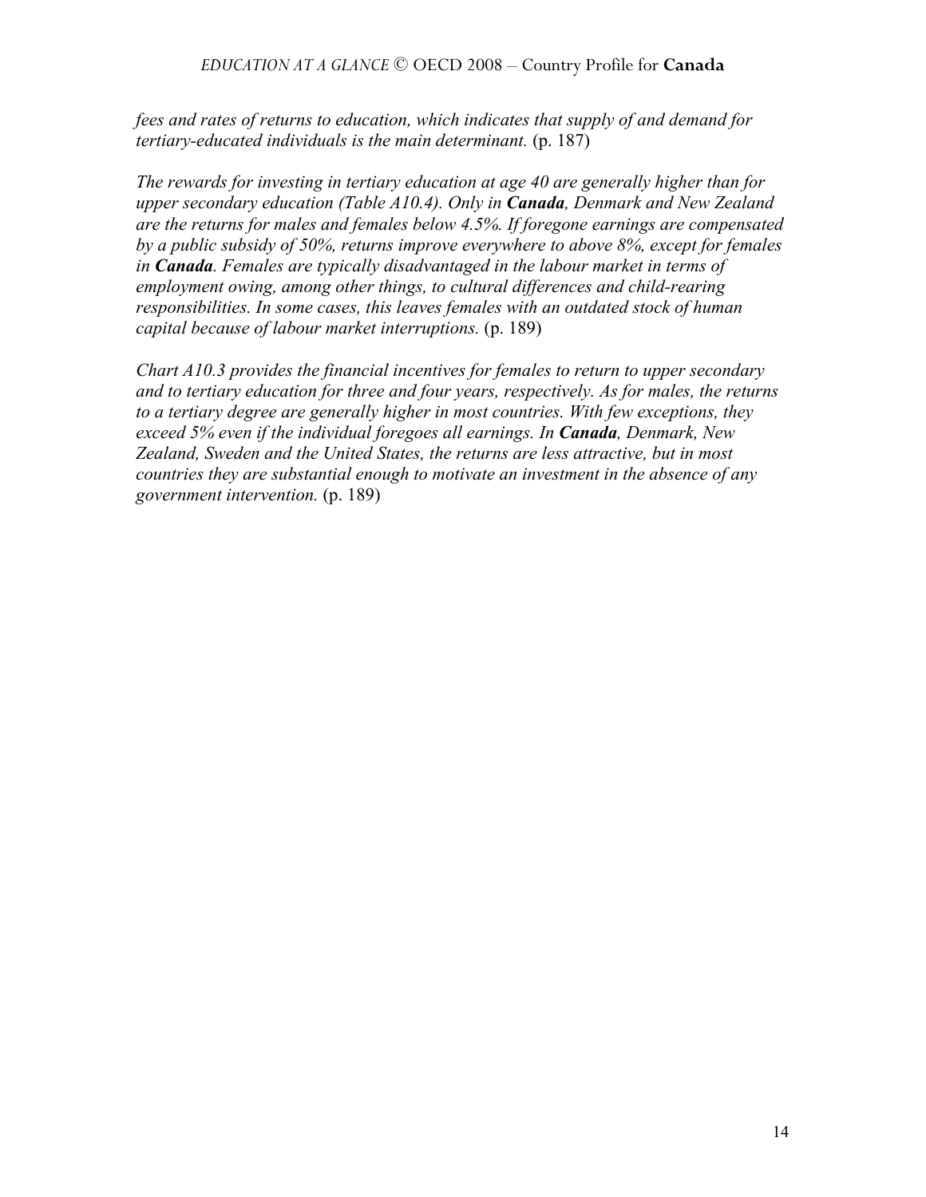*fees and rates of returns to education, which indicates that supply of and demand for tertiary-educated individuals is the main determinant.* (p. 187)

*The rewards for investing in tertiary education at age 40 are generally higher than for upper secondary education (Table A10.4). Only in **Canada**, Denmark and New Zealand are the returns for males and females below 4.5%. If foregone earnings are compensated by a public subsidy of 50%, returns improve everywhere to above 8%, except for females in **Canada**. Females are typically disadvantaged in the labour market in terms of employment owing, among other things, to cultural differences and child-rearing responsibilities. In some cases, this leaves females with an outdated stock of human capital because of labour market interruptions.* (p. 189)

*Chart A10.3 provides the financial incentives for females to return to upper secondary and to tertiary education for three and four years, respectively. As for males, the returns to a tertiary degree are generally higher in most countries. With few exceptions, they exceed 5% even if the individual foregoes all earnings. In **Canada**, Denmark, New Zealand, Sweden and the United States, the returns are less attractive, but in most countries they are substantial enough to motivate an investment in the absence of any government intervention.* (p. 189)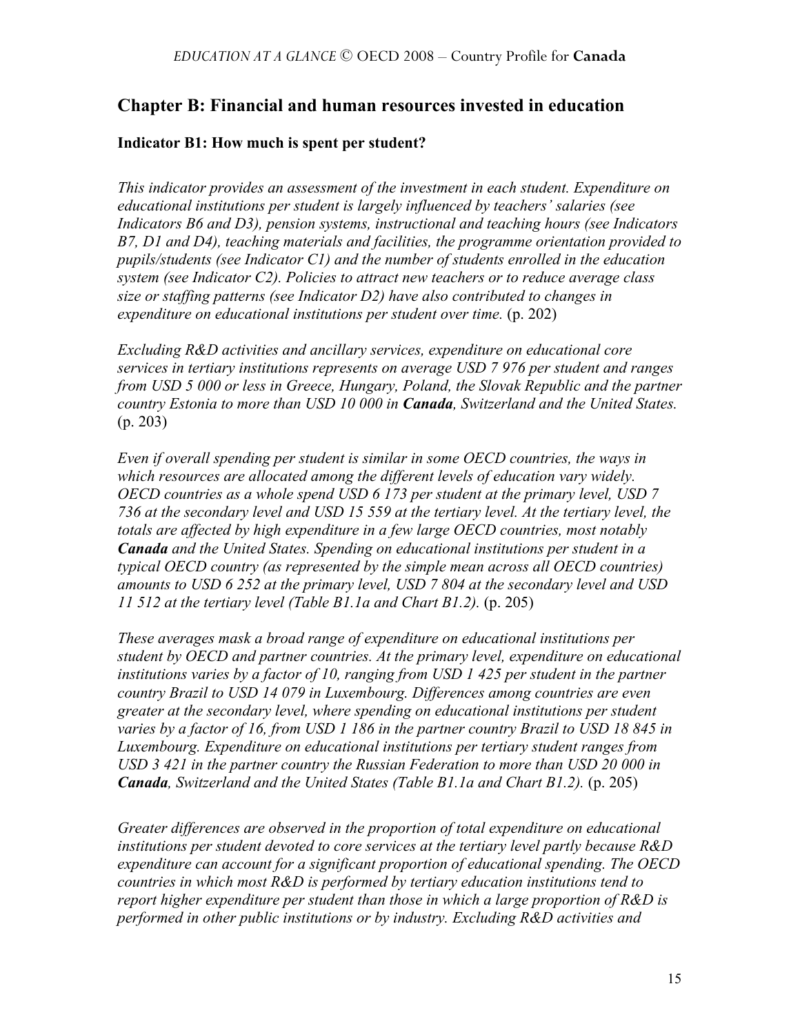## Chapter B: Financial and human resources invested in education

### Indicator B1: How much is spent per student?

*This indicator provides an assessment of the investment in each student. Expenditure on educational institutions per student is largely influenced by teachers' salaries (see Indicators B6 and D3), pension systems, instructional and teaching hours (see Indicators B7, D1 and D4), teaching materials and facilities, the programme orientation provided to pupils/students (see Indicator C1) and the number of students enrolled in the education system (see Indicator C2). Policies to attract new teachers or to reduce average class size or staffing patterns (see Indicator D2) have also contributed to changes in expenditure on educational institutions per student over time.* (p. 202)

*Excluding R&D activities and ancillary services, expenditure on educational core services in tertiary institutions represents on average USD 7 976 per student and ranges from USD 5 000 or less in Greece, Hungary, Poland, the Slovak Republic and the partner country Estonia to more than USD 10 000 in **Canada**, Switzerland and the United States.* (p. 203)

*Even if overall spending per student is similar in some OECD countries, the ways in which resources are allocated among the different levels of education vary widely. OECD countries as a whole spend USD 6 173 per student at the primary level, USD 7 736 at the secondary level and USD 15 559 at the tertiary level. At the tertiary level, the totals are affected by high expenditure in a few large OECD countries, most notably **Canada** and the United States. Spending on educational institutions per student in a typical OECD country (as represented by the simple mean across all OECD countries) amounts to USD 6 252 at the primary level, USD 7 804 at the secondary level and USD 11 512 at the tertiary level (Table B1.1a and Chart B1.2).* (p. 205)

*These averages mask a broad range of expenditure on educational institutions per student by OECD and partner countries. At the primary level, expenditure on educational institutions varies by a factor of 10, ranging from USD 1 425 per student in the partner country Brazil to USD 14 079 in Luxembourg. Differences among countries are even greater at the secondary level, where spending on educational institutions per student varies by a factor of 16, from USD 1 186 in the partner country Brazil to USD 18 845 in Luxembourg. Expenditure on educational institutions per tertiary student ranges from USD 3 421 in the partner country the Russian Federation to more than USD 20 000 in **Canada**, Switzerland and the United States (Table B1.1a and Chart B1.2).* (p. 205)

*Greater differences are observed in the proportion of total expenditure on educational institutions per student devoted to core services at the tertiary level partly because R&D expenditure can account for a significant proportion of educational spending. The OECD countries in which most R&D is performed by tertiary education institutions tend to report higher expenditure per student than those in which a large proportion of R&D is performed in other public institutions or by industry. Excluding R&D activities and*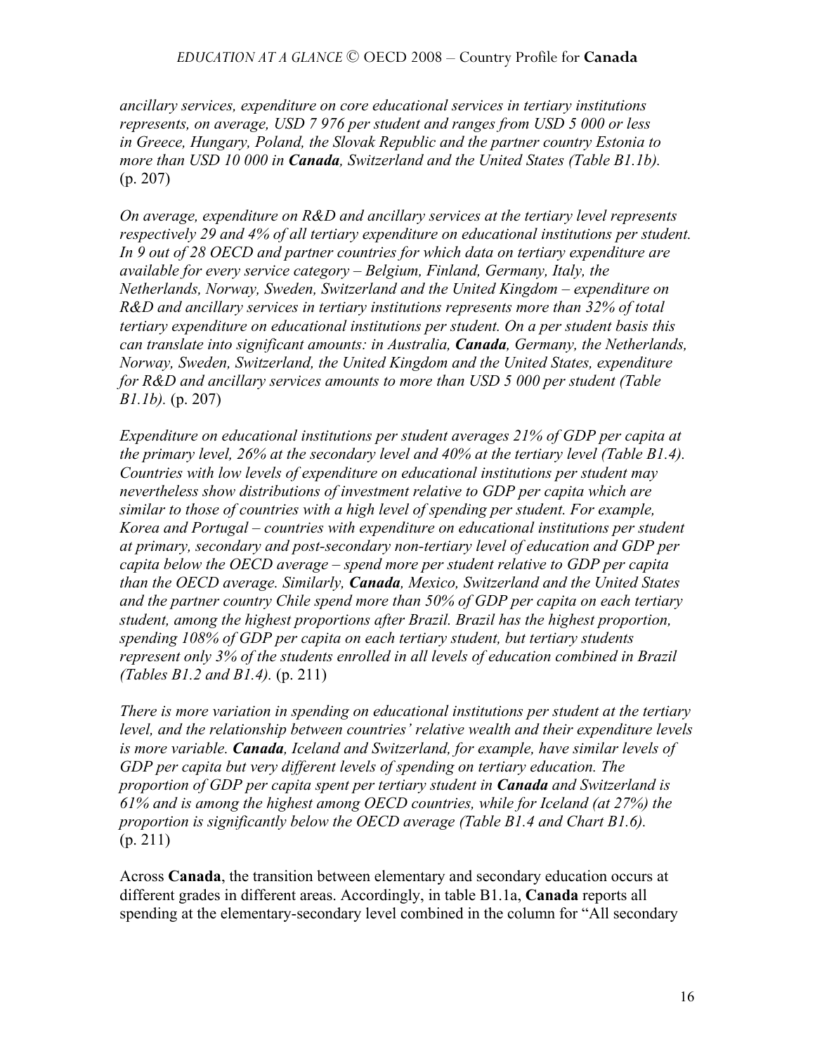*ancillary services, expenditure on core educational services in tertiary institutions represents, on average, USD 7 976 per student and ranges from USD 5 000 or less in Greece, Hungary, Poland, the Slovak Republic and the partner country Estonia to more than USD 10 000 in* ***Canada****, Switzerland and the United States (Table B1.1b).* (p. 207)

*On average, expenditure on R&D and ancillary services at the tertiary level represents respectively 29 and 4% of all tertiary expenditure on educational institutions per student. In 9 out of 28 OECD and partner countries for which data on tertiary expenditure are available for every service category – Belgium, Finland, Germany, Italy, the Netherlands, Norway, Sweden, Switzerland and the United Kingdom – expenditure on R&D and ancillary services in tertiary institutions represents more than 32% of total tertiary expenditure on educational institutions per student. On a per student basis this can translate into significant amounts: in Australia,* ***Canada****, Germany, the Netherlands, Norway, Sweden, Switzerland, the United Kingdom and the United States, expenditure for R&D and ancillary services amounts to more than USD 5 000 per student (Table B1.1b).* (p. 207)

*Expenditure on educational institutions per student averages 21% of GDP per capita at the primary level, 26% at the secondary level and 40% at the tertiary level (Table B1.4). Countries with low levels of expenditure on educational institutions per student may nevertheless show distributions of investment relative to GDP per capita which are similar to those of countries with a high level of spending per student. For example, Korea and Portugal – countries with expenditure on educational institutions per student at primary, secondary and post-secondary non-tertiary level of education and GDP per capita below the OECD average – spend more per student relative to GDP per capita than the OECD average. Similarly,* ***Canada****, Mexico, Switzerland and the United States and the partner country Chile spend more than 50% of GDP per capita on each tertiary student, among the highest proportions after Brazil. Brazil has the highest proportion, spending 108% of GDP per capita on each tertiary student, but tertiary students represent only 3% of the students enrolled in all levels of education combined in Brazil (Tables B1.2 and B1.4).* (p. 211)

*There is more variation in spending on educational institutions per student at the tertiary level, and the relationship between countries' relative wealth and their expenditure levels is more variable.* ***Canada****, Iceland and Switzerland, for example, have similar levels of GDP per capita but very different levels of spending on tertiary education. The proportion of GDP per capita spent per tertiary student in* ***Canada*** *and Switzerland is 61% and is among the highest among OECD countries, while for Iceland (at 27%) the proportion is significantly below the OECD average (Table B1.4 and Chart B1.6).* (p. 211)

Across **Canada**, the transition between elementary and secondary education occurs at different grades in different areas. Accordingly, in table B1.1a, **Canada** reports all spending at the elementary-secondary level combined in the column for "All secondary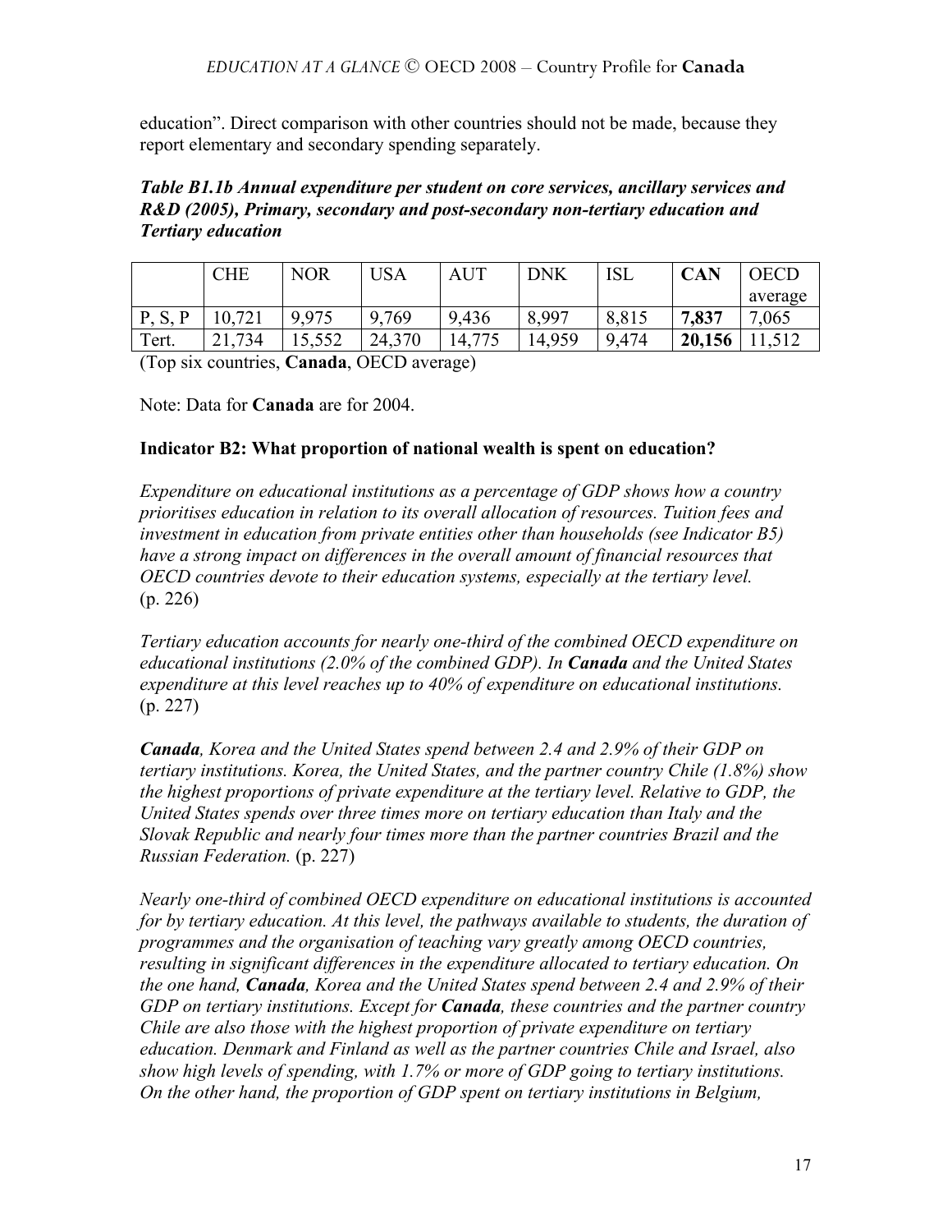education". Direct comparison with other countries should not be made, because they report elementary and secondary spending separately.

***Table B1.1b Annual expenditure per student on core services, ancillary services and R&D (2005), Primary, secondary and post-secondary non-tertiary education and Tertiary education***

| | CHE | NOR | USA | AUT | DNK | ISL | **CAN** | OECD average |
|---|---|---|---|---|---|---|---|---|
| P, S, P | 10,721 | 9,975 | 9,769 | 9,436 | 8,997 | 8,815 | **7,837** | 7,065 |
| Tert. | 21,734 | 15,552 | 24,370 | 14,775 | 14,959 | 9,474 | **20,156** | 11,512 |

(Top six countries, **Canada**, OECD average)

Note: Data for **Canada** are for 2004.

**Indicator B2: What proportion of national wealth is spent on education?**

*Expenditure on educational institutions as a percentage of GDP shows how a country prioritises education in relation to its overall allocation of resources. Tuition fees and investment in education from private entities other than households (see Indicator B5) have a strong impact on differences in the overall amount of financial resources that OECD countries devote to their education systems, especially at the tertiary level.* (p. 226)

*Tertiary education accounts for nearly one-third of the combined OECD expenditure on educational institutions (2.0% of the combined GDP). In **Canada** and the United States expenditure at this level reaches up to 40% of expenditure on educational institutions.* (p. 227)

***Canada**, Korea and the United States spend between 2.4 and 2.9% of their GDP on tertiary institutions. Korea, the United States, and the partner country Chile (1.8%) show the highest proportions of private expenditure at the tertiary level. Relative to GDP, the United States spends over three times more on tertiary education than Italy and the Slovak Republic and nearly four times more than the partner countries Brazil and the Russian Federation.* (p. 227)

*Nearly one-third of combined OECD expenditure on educational institutions is accounted for by tertiary education. At this level, the pathways available to students, the duration of programmes and the organisation of teaching vary greatly among OECD countries, resulting in significant differences in the expenditure allocated to tertiary education. On the one hand, **Canada**, Korea and the United States spend between 2.4 and 2.9% of their GDP on tertiary institutions. Except for **Canada**, these countries and the partner country Chile are also those with the highest proportion of private expenditure on tertiary education. Denmark and Finland as well as the partner countries Chile and Israel, also show high levels of spending, with 1.7% or more of GDP going to tertiary institutions. On the other hand, the proportion of GDP spent on tertiary institutions in Belgium,*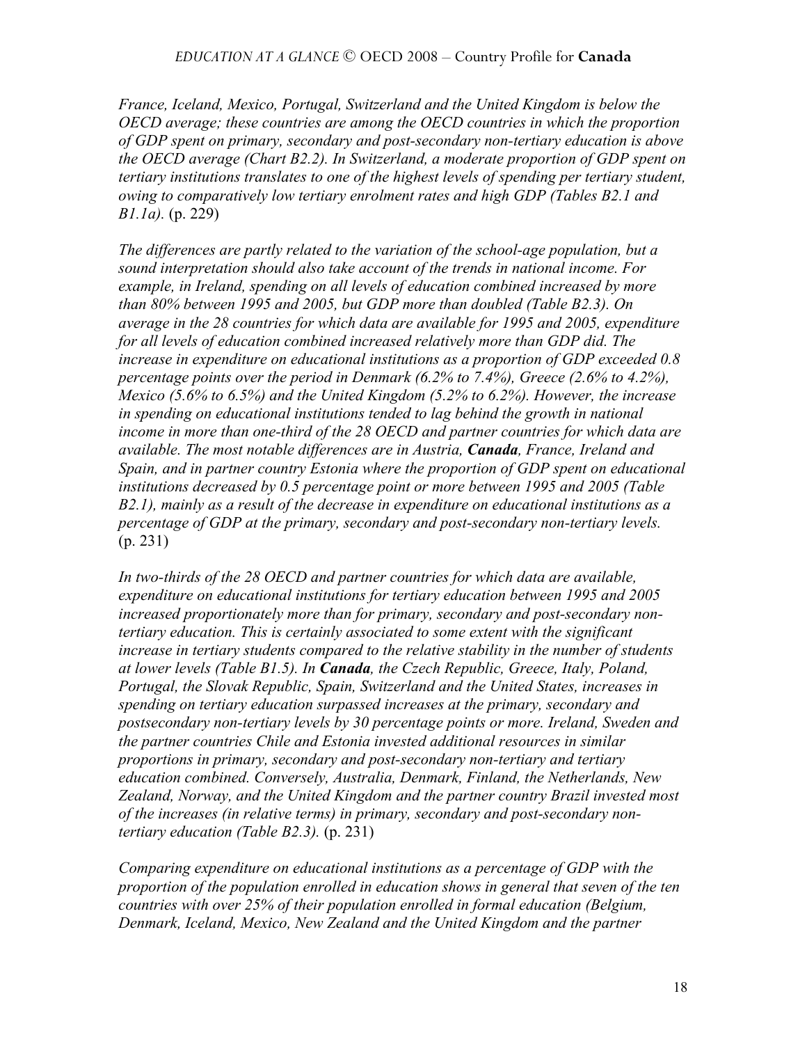*France, Iceland, Mexico, Portugal, Switzerland and the United Kingdom is below the OECD average; these countries are among the OECD countries in which the proportion of GDP spent on primary, secondary and post-secondary non-tertiary education is above the OECD average (Chart B2.2). In Switzerland, a moderate proportion of GDP spent on tertiary institutions translates to one of the highest levels of spending per tertiary student, owing to comparatively low tertiary enrolment rates and high GDP (Tables B2.1 and B1.1a).* (p. 229)

*The differences are partly related to the variation of the school-age population, but a sound interpretation should also take account of the trends in national income. For example, in Ireland, spending on all levels of education combined increased by more than 80% between 1995 and 2005, but GDP more than doubled (Table B2.3). On average in the 28 countries for which data are available for 1995 and 2005, expenditure for all levels of education combined increased relatively more than GDP did. The increase in expenditure on educational institutions as a proportion of GDP exceeded 0.8 percentage points over the period in Denmark (6.2% to 7.4%), Greece (2.6% to 4.2%), Mexico (5.6% to 6.5%) and the United Kingdom (5.2% to 6.2%). However, the increase in spending on educational institutions tended to lag behind the growth in national income in more than one-third of the 28 OECD and partner countries for which data are available. The most notable differences are in Austria, **Canada**, France, Ireland and Spain, and in partner country Estonia where the proportion of GDP spent on educational institutions decreased by 0.5 percentage point or more between 1995 and 2005 (Table B2.1), mainly as a result of the decrease in expenditure on educational institutions as a percentage of GDP at the primary, secondary and post-secondary non-tertiary levels.* (p. 231)

*In two-thirds of the 28 OECD and partner countries for which data are available, expenditure on educational institutions for tertiary education between 1995 and 2005 increased proportionately more than for primary, secondary and post-secondary non-tertiary education. This is certainly associated to some extent with the significant increase in tertiary students compared to the relative stability in the number of students at lower levels (Table B1.5). In **Canada**, the Czech Republic, Greece, Italy, Poland, Portugal, the Slovak Republic, Spain, Switzerland and the United States, increases in spending on tertiary education surpassed increases at the primary, secondary and postsecondary non-tertiary levels by 30 percentage points or more. Ireland, Sweden and the partner countries Chile and Estonia invested additional resources in similar proportions in primary, secondary and post-secondary non-tertiary and tertiary education combined. Conversely, Australia, Denmark, Finland, the Netherlands, New Zealand, Norway, and the United Kingdom and the partner country Brazil invested most of the increases (in relative terms) in primary, secondary and post-secondary non-tertiary education (Table B2.3).* (p. 231)

*Comparing expenditure on educational institutions as a percentage of GDP with the proportion of the population enrolled in education shows in general that seven of the ten countries with over 25% of their population enrolled in formal education (Belgium, Denmark, Iceland, Mexico, New Zealand and the United Kingdom and the partner*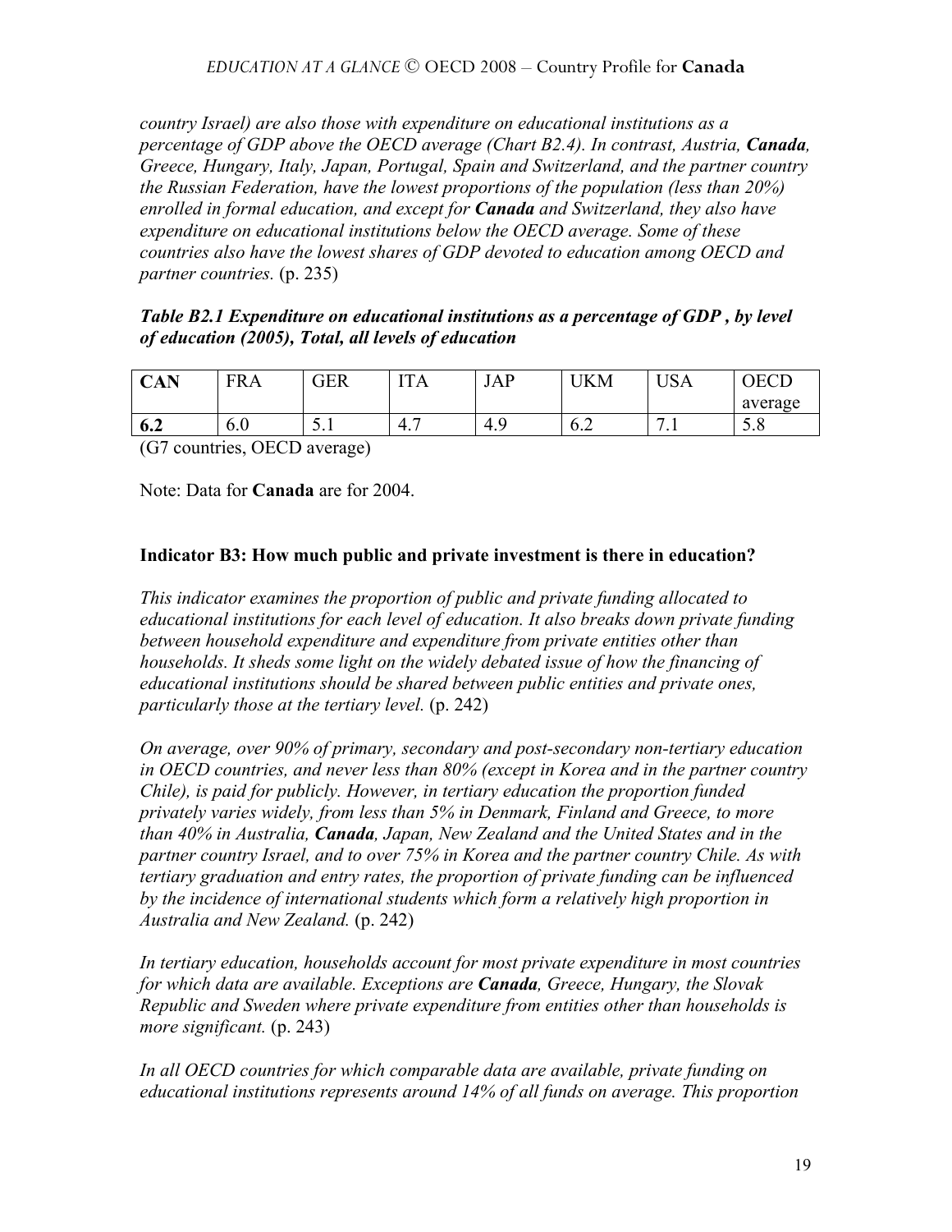*country Israel) are also those with expenditure on educational institutions as a percentage of GDP above the OECD average (Chart B2.4). In contrast, Austria, **Canada**, Greece, Hungary, Italy, Japan, Portugal, Spain and Switzerland, and the partner country the Russian Federation, have the lowest proportions of the population (less than 20%) enrolled in formal education, and except for **Canada** and Switzerland, they also have expenditure on educational institutions below the OECD average. Some of these countries also have the lowest shares of GDP devoted to education among OECD and partner countries.* (p. 235)

***Table B2.1 Expenditure on educational institutions as a percentage of GDP , by level of education (2005), Total, all levels of education***

| **CAN** | FRA | GER | ITA | JAP | UKM | USA | OECD average |
|---|---|---|---|---|---|---|---|
| **6.2** | 6.0 | 5.1 | 4.7 | 4.9 | 6.2 | 7.1 | 5.8 |

(G7 countries, OECD average)

Note: Data for **Canada** are for 2004.

**Indicator B3: How much public and private investment is there in education?**

*This indicator examines the proportion of public and private funding allocated to educational institutions for each level of education. It also breaks down private funding between household expenditure and expenditure from private entities other than households. It sheds some light on the widely debated issue of how the financing of educational institutions should be shared between public entities and private ones, particularly those at the tertiary level.* (p. 242)

*On average, over 90% of primary, secondary and post-secondary non-tertiary education in OECD countries, and never less than 80% (except in Korea and in the partner country Chile), is paid for publicly. However, in tertiary education the proportion funded privately varies widely, from less than 5% in Denmark, Finland and Greece, to more than 40% in Australia, **Canada**, Japan, New Zealand and the United States and in the partner country Israel, and to over 75% in Korea and the partner country Chile. As with tertiary graduation and entry rates, the proportion of private funding can be influenced by the incidence of international students which form a relatively high proportion in Australia and New Zealand.* (p. 242)

*In tertiary education, households account for most private expenditure in most countries for which data are available. Exceptions are **Canada**, Greece, Hungary, the Slovak Republic and Sweden where private expenditure from entities other than households is more significant.* (p. 243)

*In all OECD countries for which comparable data are available, private funding on educational institutions represents around 14% of all funds on average. This proportion*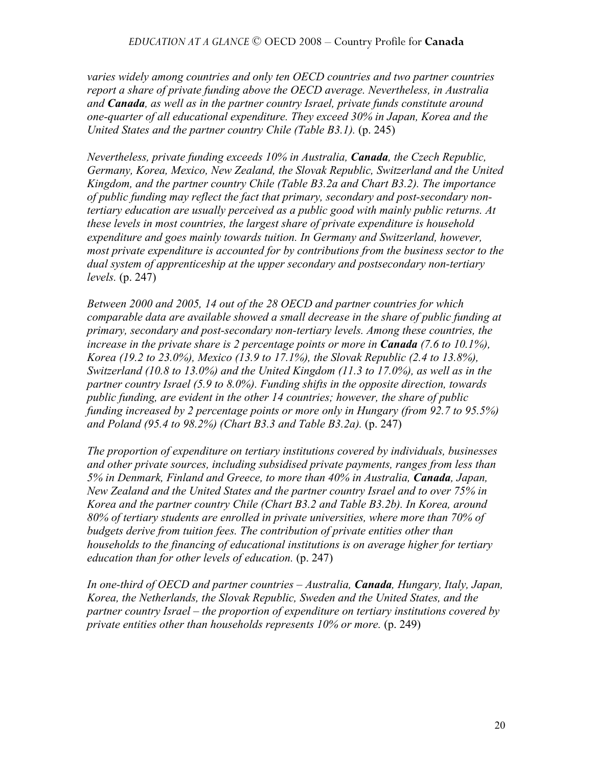*varies widely among countries and only ten OECD countries and two partner countries report a share of private funding above the OECD average. Nevertheless, in Australia and **Canada**, as well as in the partner country Israel, private funds constitute around one-quarter of all educational expenditure. They exceed 30% in Japan, Korea and the United States and the partner country Chile (Table B3.1).* (p. 245)

*Nevertheless, private funding exceeds 10% in Australia, **Canada**, the Czech Republic, Germany, Korea, Mexico, New Zealand, the Slovak Republic, Switzerland and the United Kingdom, and the partner country Chile (Table B3.2a and Chart B3.2). The importance of public funding may reflect the fact that primary, secondary and post-secondary non-tertiary education are usually perceived as a public good with mainly public returns. At these levels in most countries, the largest share of private expenditure is household expenditure and goes mainly towards tuition. In Germany and Switzerland, however, most private expenditure is accounted for by contributions from the business sector to the dual system of apprenticeship at the upper secondary and postsecondary non-tertiary levels.* (p. 247)

*Between 2000 and 2005, 14 out of the 28 OECD and partner countries for which comparable data are available showed a small decrease in the share of public funding at primary, secondary and post-secondary non-tertiary levels. Among these countries, the increase in the private share is 2 percentage points or more in **Canada** (7.6 to 10.1%), Korea (19.2 to 23.0%), Mexico (13.9 to 17.1%), the Slovak Republic (2.4 to 13.8%), Switzerland (10.8 to 13.0%) and the United Kingdom (11.3 to 17.0%), as well as in the partner country Israel (5.9 to 8.0%). Funding shifts in the opposite direction, towards public funding, are evident in the other 14 countries; however, the share of public funding increased by 2 percentage points or more only in Hungary (from 92.7 to 95.5%) and Poland (95.4 to 98.2%) (Chart B3.3 and Table B3.2a).* (p. 247)

*The proportion of expenditure on tertiary institutions covered by individuals, businesses and other private sources, including subsidised private payments, ranges from less than 5% in Denmark, Finland and Greece, to more than 40% in Australia, **Canada**, Japan, New Zealand and the United States and the partner country Israel and to over 75% in Korea and the partner country Chile (Chart B3.2 and Table B3.2b). In Korea, around 80% of tertiary students are enrolled in private universities, where more than 70% of budgets derive from tuition fees. The contribution of private entities other than households to the financing of educational institutions is on average higher for tertiary education than for other levels of education.* (p. 247)

*In one-third of OECD and partner countries – Australia, **Canada**, Hungary, Italy, Japan, Korea, the Netherlands, the Slovak Republic, Sweden and the United States, and the partner country Israel – the proportion of expenditure on tertiary institutions covered by private entities other than households represents 10% or more.* (p. 249)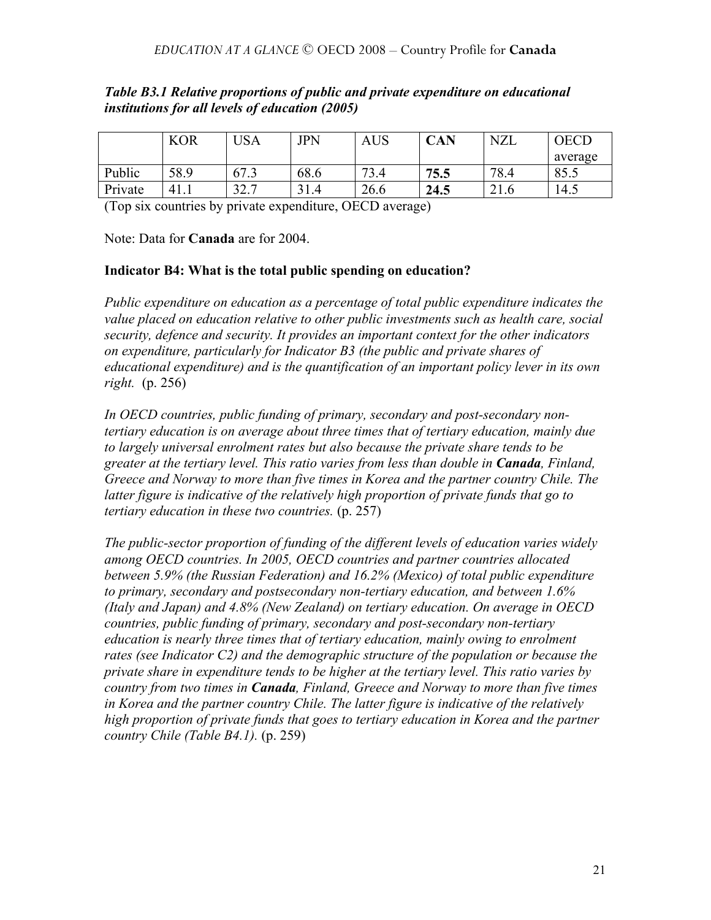*Table B3.1 Relative proportions of public and private expenditure on educational institutions for all levels of education (2005)*

| | KOR | USA | JPN | AUS | **CAN** | NZL | OECD average |
|---|---|---|---|---|---|---|---|
| Public | 58.9 | 67.3 | 68.6 | 73.4 | **75.5** | 78.4 | 85.5 |
| Private | 41.1 | 32.7 | 31.4 | 26.6 | **24.5** | 21.6 | 14.5 |

(Top six countries by private expenditure, OECD average)

Note: Data for **Canada** are for 2004.

**Indicator B4: What is the total public spending on education?**

*Public expenditure on education as a percentage of total public expenditure indicates the value placed on education relative to other public investments such as health care, social security, defence and security. It provides an important context for the other indicators on expenditure, particularly for Indicator B3 (the public and private shares of educational expenditure) and is the quantification of an important policy lever in its own right.* (p. 256)

*In OECD countries, public funding of primary, secondary and post-secondary non-tertiary education is on average about three times that of tertiary education, mainly due to largely universal enrolment rates but also because the private share tends to be greater at the tertiary level. This ratio varies from less than double in **Canada**, Finland, Greece and Norway to more than five times in Korea and the partner country Chile. The latter figure is indicative of the relatively high proportion of private funds that go to tertiary education in these two countries.* (p. 257)

*The public-sector proportion of funding of the different levels of education varies widely among OECD countries. In 2005, OECD countries and partner countries allocated between 5.9% (the Russian Federation) and 16.2% (Mexico) of total public expenditure to primary, secondary and postsecondary non-tertiary education, and between 1.6% (Italy and Japan) and 4.8% (New Zealand) on tertiary education. On average in OECD countries, public funding of primary, secondary and post-secondary non-tertiary education is nearly three times that of tertiary education, mainly owing to enrolment rates (see Indicator C2) and the demographic structure of the population or because the private share in expenditure tends to be higher at the tertiary level. This ratio varies by country from two times in **Canada**, Finland, Greece and Norway to more than five times in Korea and the partner country Chile. The latter figure is indicative of the relatively high proportion of private funds that goes to tertiary education in Korea and the partner country Chile (Table B4.1).* (p. 259)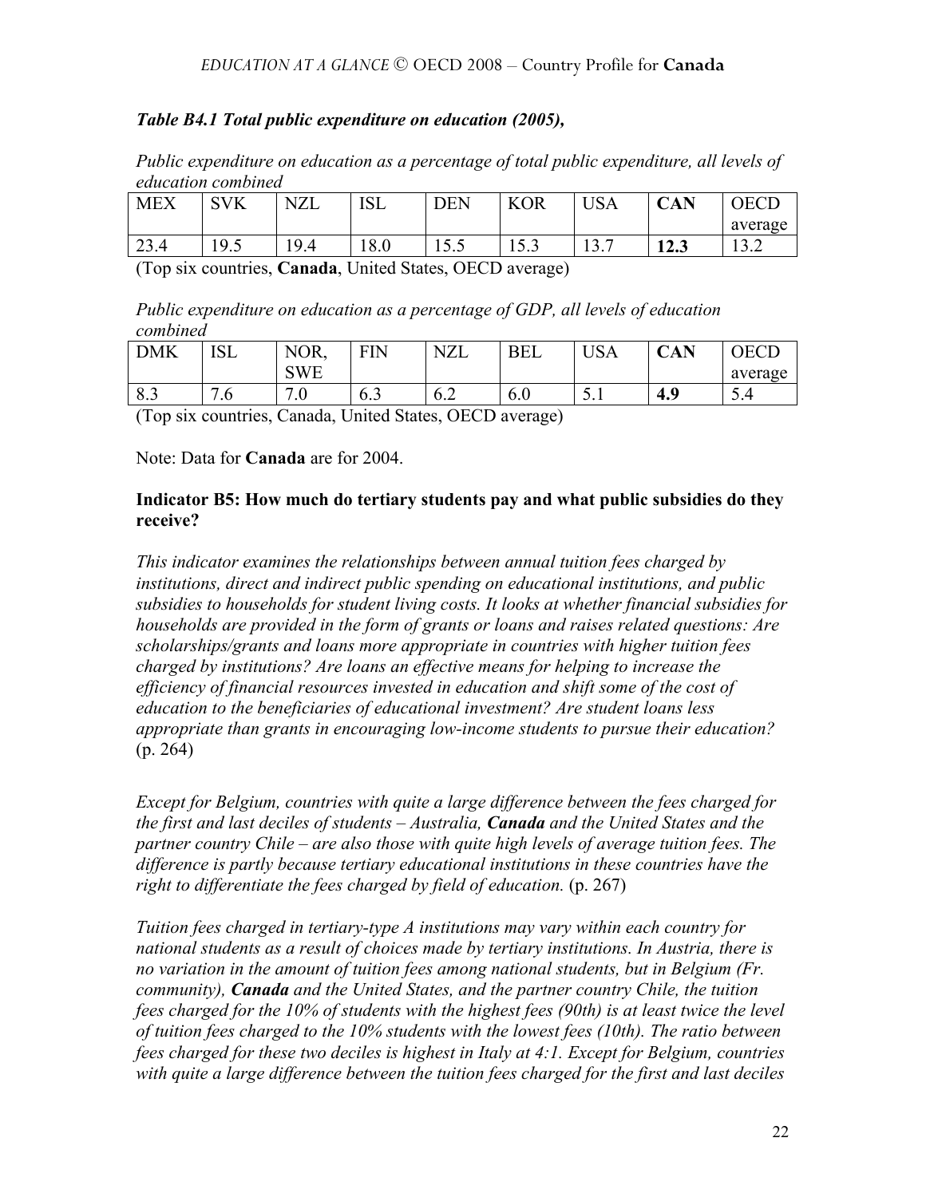***Table B4.1 Total public expenditure on education (2005),***

*Public expenditure on education as a percentage of total public expenditure, all levels of education combined*

| MEX | SVK | NZL | ISL | DEN | KOR | USA | **CAN** | OECD average |
|---|---|---|---|---|---|---|---|---|
| 23.4 | 19.5 | 19.4 | 18.0 | 15.5 | 15.3 | 13.7 | **12.3** | 13.2 |

(Top six countries, **Canada**, United States, OECD average)

*Public expenditure on education as a percentage of GDP, all levels of education combined*

| DMK | ISL | NOR, SWE | FIN | NZL | BEL | USA | **CAN** | OECD average |
|---|---|---|---|---|---|---|---|---|
| 8.3 | 7.6 | 7.0 | 6.3 | 6.2 | 6.0 | 5.1 | **4.9** | 5.4 |

(Top six countries, Canada, United States, OECD average)

Note: Data for **Canada** are for 2004.

**Indicator B5: How much do tertiary students pay and what public subsidies do they receive?**

*This indicator examines the relationships between annual tuition fees charged by institutions, direct and indirect public spending on educational institutions, and public subsidies to households for student living costs. It looks at whether financial subsidies for households are provided in the form of grants or loans and raises related questions: Are scholarships/grants and loans more appropriate in countries with higher tuition fees charged by institutions? Are loans an effective means for helping to increase the efficiency of financial resources invested in education and shift some of the cost of education to the beneficiaries of educational investment? Are student loans less appropriate than grants in encouraging low-income students to pursue their education?* (p. 264)

*Except for Belgium, countries with quite a large difference between the fees charged for the first and last deciles of students – Australia, **Canada** and the United States and the partner country Chile – are also those with quite high levels of average tuition fees. The difference is partly because tertiary educational institutions in these countries have the right to differentiate the fees charged by field of education.* (p. 267)

*Tuition fees charged in tertiary-type A institutions may vary within each country for national students as a result of choices made by tertiary institutions. In Austria, there is no variation in the amount of tuition fees among national students, but in Belgium (Fr. community), **Canada** and the United States, and the partner country Chile, the tuition fees charged for the 10% of students with the highest fees (90th) is at least twice the level of tuition fees charged to the 10% students with the lowest fees (10th). The ratio between fees charged for these two deciles is highest in Italy at 4:1. Except for Belgium, countries with quite a large difference between the tuition fees charged for the first and last deciles*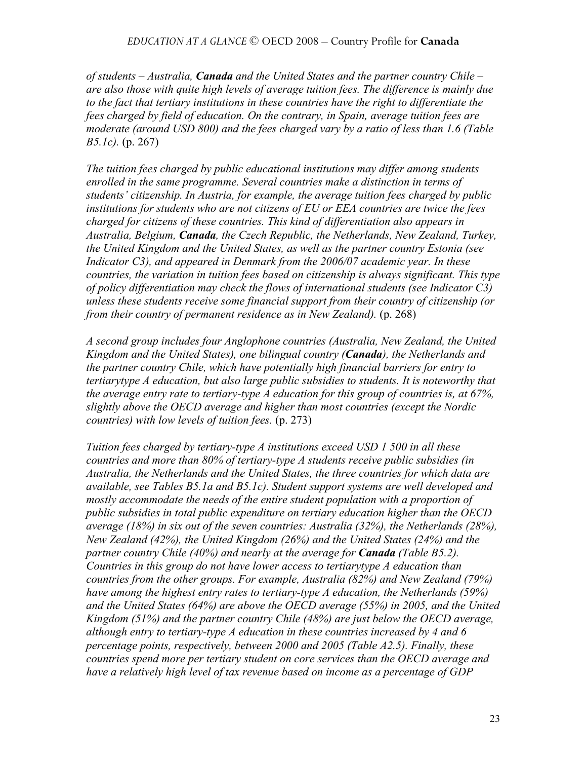*of students – Australia, **Canada** and the United States and the partner country Chile – are also those with quite high levels of average tuition fees. The difference is mainly due to the fact that tertiary institutions in these countries have the right to differentiate the fees charged by field of education. On the contrary, in Spain, average tuition fees are moderate (around USD 800) and the fees charged vary by a ratio of less than 1.6 (Table B5.1c).* (p. 267)

*The tuition fees charged by public educational institutions may differ among students enrolled in the same programme. Several countries make a distinction in terms of students' citizenship. In Austria, for example, the average tuition fees charged by public institutions for students who are not citizens of EU or EEA countries are twice the fees charged for citizens of these countries. This kind of differentiation also appears in Australia, Belgium, **Canada**, the Czech Republic, the Netherlands, New Zealand, Turkey, the United Kingdom and the United States, as well as the partner country Estonia (see Indicator C3), and appeared in Denmark from the 2006/07 academic year. In these countries, the variation in tuition fees based on citizenship is always significant. This type of policy differentiation may check the flows of international students (see Indicator C3) unless these students receive some financial support from their country of citizenship (or from their country of permanent residence as in New Zealand).* (p. 268)

*A second group includes four Anglophone countries (Australia, New Zealand, the United Kingdom and the United States), one bilingual country (**Canada**), the Netherlands and the partner country Chile, which have potentially high financial barriers for entry to tertiarytype A education, but also large public subsidies to students. It is noteworthy that the average entry rate to tertiary-type A education for this group of countries is, at 67%, slightly above the OECD average and higher than most countries (except the Nordic countries) with low levels of tuition fees.* (p. 273)

*Tuition fees charged by tertiary-type A institutions exceed USD 1 500 in all these countries and more than 80% of tertiary-type A students receive public subsidies (in Australia, the Netherlands and the United States, the three countries for which data are available, see Tables B5.1a and B5.1c). Student support systems are well developed and mostly accommodate the needs of the entire student population with a proportion of public subsidies in total public expenditure on tertiary education higher than the OECD average (18%) in six out of the seven countries: Australia (32%), the Netherlands (28%), New Zealand (42%), the United Kingdom (26%) and the United States (24%) and the partner country Chile (40%) and nearly at the average for **Canada** (Table B5.2). Countries in this group do not have lower access to tertiarytype A education than countries from the other groups. For example, Australia (82%) and New Zealand (79%) have among the highest entry rates to tertiary-type A education, the Netherlands (59%) and the United States (64%) are above the OECD average (55%) in 2005, and the United Kingdom (51%) and the partner country Chile (48%) are just below the OECD average, although entry to tertiary-type A education in these countries increased by 4 and 6 percentage points, respectively, between 2000 and 2005 (Table A2.5). Finally, these countries spend more per tertiary student on core services than the OECD average and have a relatively high level of tax revenue based on income as a percentage of GDP*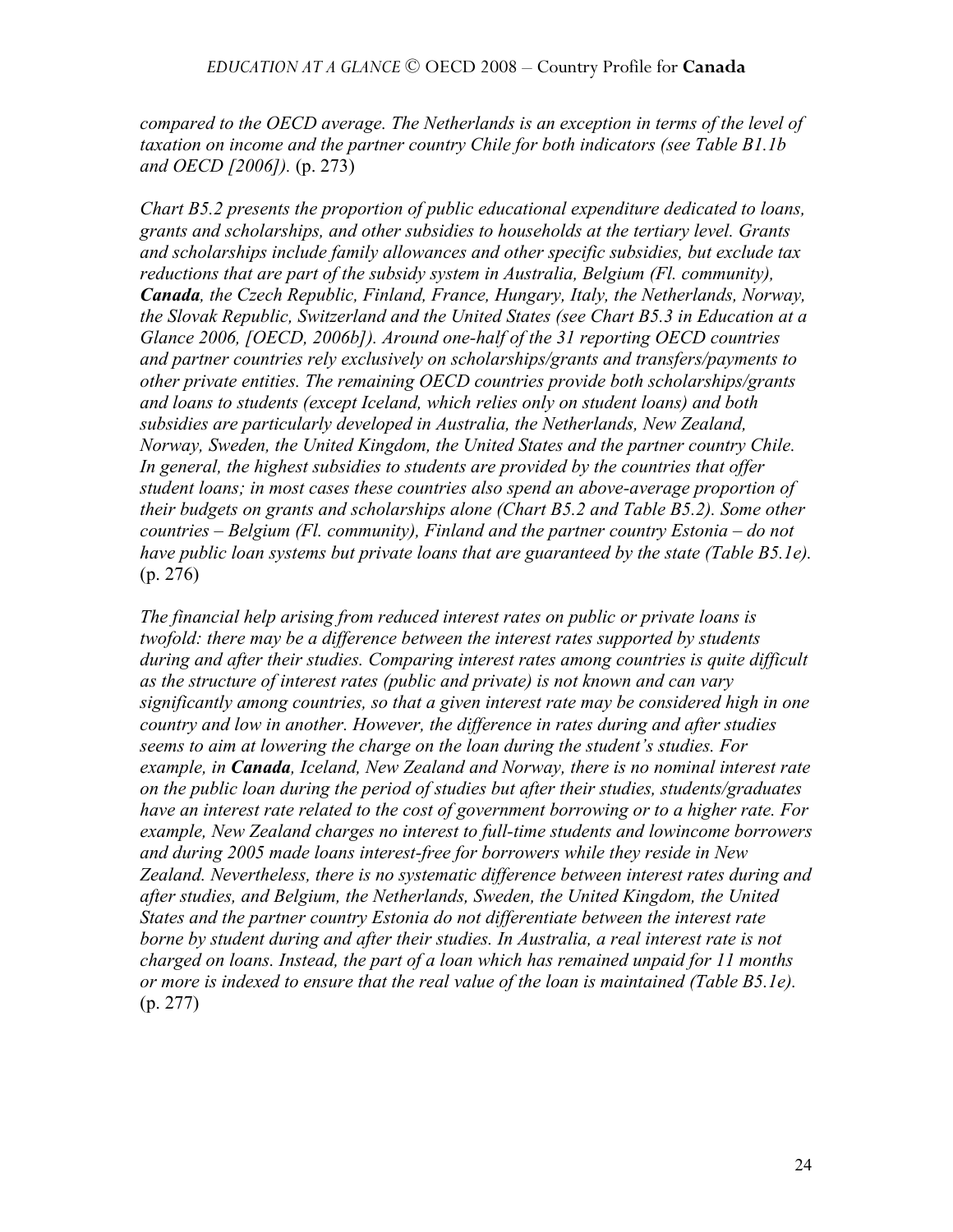*compared to the OECD average. The Netherlands is an exception in terms of the level of taxation on income and the partner country Chile for both indicators (see Table B1.1b and OECD [2006]).* (p. 273)

*Chart B5.2 presents the proportion of public educational expenditure dedicated to loans, grants and scholarships, and other subsidies to households at the tertiary level. Grants and scholarships include family allowances and other specific subsidies, but exclude tax reductions that are part of the subsidy system in Australia, Belgium (Fl. community),* ***Canada****, the Czech Republic, Finland, France, Hungary, Italy, the Netherlands, Norway, the Slovak Republic, Switzerland and the United States (see Chart B5.3 in Education at a Glance 2006, [OECD, 2006b]). Around one-half of the 31 reporting OECD countries and partner countries rely exclusively on scholarships/grants and transfers/payments to other private entities. The remaining OECD countries provide both scholarships/grants and loans to students (except Iceland, which relies only on student loans) and both subsidies are particularly developed in Australia, the Netherlands, New Zealand, Norway, Sweden, the United Kingdom, the United States and the partner country Chile. In general, the highest subsidies to students are provided by the countries that offer student loans; in most cases these countries also spend an above-average proportion of their budgets on grants and scholarships alone (Chart B5.2 and Table B5.2). Some other countries – Belgium (Fl. community), Finland and the partner country Estonia – do not have public loan systems but private loans that are guaranteed by the state (Table B5.1e).* (p. 276)

*The financial help arising from reduced interest rates on public or private loans is twofold: there may be a difference between the interest rates supported by students during and after their studies. Comparing interest rates among countries is quite difficult as the structure of interest rates (public and private) is not known and can vary significantly among countries, so that a given interest rate may be considered high in one country and low in another. However, the difference in rates during and after studies seems to aim at lowering the charge on the loan during the student's studies. For example, in* ***Canada****, Iceland, New Zealand and Norway, there is no nominal interest rate on the public loan during the period of studies but after their studies, students/graduates have an interest rate related to the cost of government borrowing or to a higher rate. For example, New Zealand charges no interest to full-time students and lowincome borrowers and during 2005 made loans interest-free for borrowers while they reside in New Zealand. Nevertheless, there is no systematic difference between interest rates during and after studies, and Belgium, the Netherlands, Sweden, the United Kingdom, the United States and the partner country Estonia do not differentiate between the interest rate borne by student during and after their studies. In Australia, a real interest rate is not charged on loans. Instead, the part of a loan which has remained unpaid for 11 months or more is indexed to ensure that the real value of the loan is maintained (Table B5.1e).* (p. 277)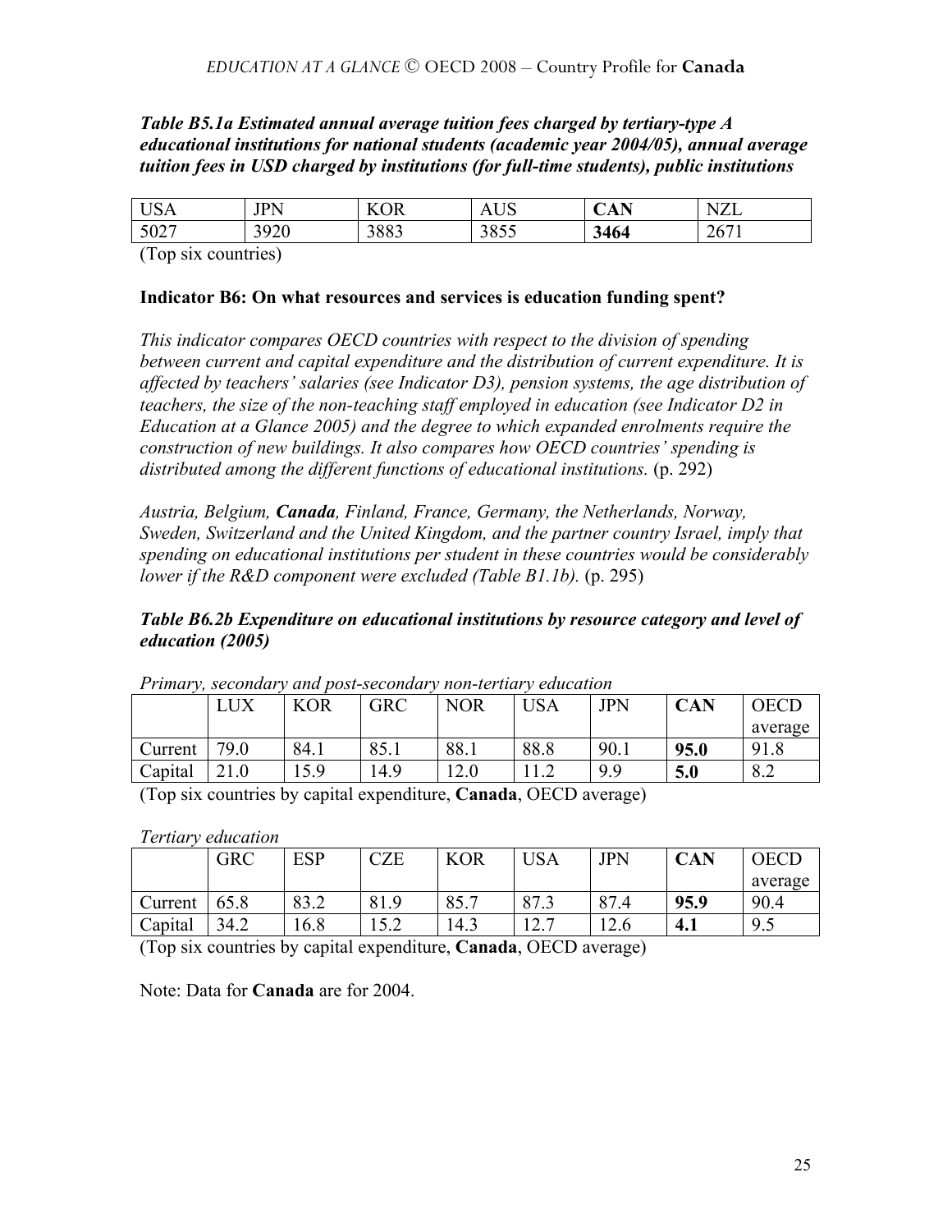***Table B5.1a Estimated annual average tuition fees charged by tertiary-type A educational institutions for national students (academic year 2004/05), annual average tuition fees in USD charged by institutions (for full-time students), public institutions***

| USA | JPN | KOR | AUS | **CAN** | NZL |
|---|---|---|---|---|---|
| 5027 | 3920 | 3883 | 3855 | **3464** | 2671 |

(Top six countries)

**Indicator B6: On what resources and services is education funding spent?**

*This indicator compares OECD countries with respect to the division of spending between current and capital expenditure and the distribution of current expenditure. It is affected by teachers' salaries (see Indicator D3), pension systems, the age distribution of teachers, the size of the non-teaching staff employed in education (see Indicator D2 in Education at a Glance 2005) and the degree to which expanded enrolments require the construction of new buildings. It also compares how OECD countries' spending is distributed among the different functions of educational institutions.* (p. 292)

*Austria, Belgium, **Canada**, Finland, France, Germany, the Netherlands, Norway, Sweden, Switzerland and the United Kingdom, and the partner country Israel, imply that spending on educational institutions per student in these countries would be considerably lower if the R&D component were excluded (Table B1.1b).* (p. 295)

***Table B6.2b Expenditure on educational institutions by resource category and level of education (2005)***

*Primary, secondary and post-secondary non-tertiary education*

| | LUX | KOR | GRC | NOR | USA | JPN | **CAN** | OECD average |
|---|---|---|---|---|---|---|---|---|
| Current | 79.0 | 84.1 | 85.1 | 88.1 | 88.8 | 90.1 | **95.0** | 91.8 |
| Capital | 21.0 | 15.9 | 14.9 | 12.0 | 11.2 | 9.9 | **5.0** | 8.2 |

(Top six countries by capital expenditure, **Canada**, OECD average)

*Tertiary education*

| | GRC | ESP | CZE | KOR | USA | JPN | **CAN** | OECD average |
|---|---|---|---|---|---|---|---|---|
| Current | 65.8 | 83.2 | 81.9 | 85.7 | 87.3 | 87.4 | **95.9** | 90.4 |
| Capital | 34.2 | 16.8 | 15.2 | 14.3 | 12.7 | 12.6 | **4.1** | 9.5 |

(Top six countries by capital expenditure, **Canada**, OECD average)

Note: Data for **Canada** are for 2004.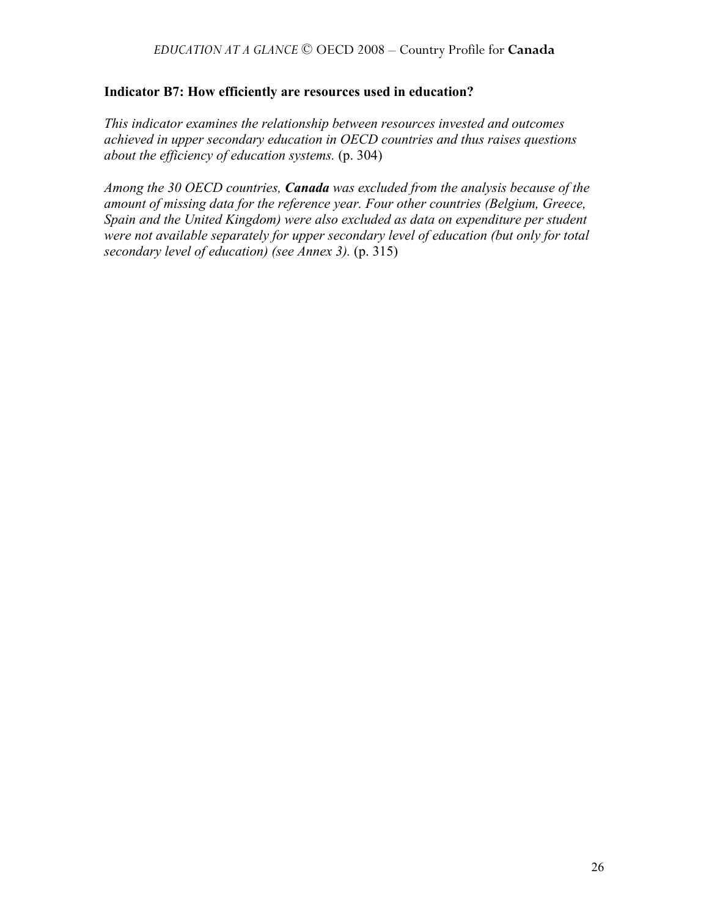**Indicator B7: How efficiently are resources used in education?**

*This indicator examines the relationship between resources invested and outcomes achieved in upper secondary education in OECD countries and thus raises questions about the efficiency of education systems.* (p. 304)

*Among the 30 OECD countries,* ***Canada*** *was excluded from the analysis because of the amount of missing data for the reference year. Four other countries (Belgium, Greece, Spain and the United Kingdom) were also excluded as data on expenditure per student were not available separately for upper secondary level of education (but only for total secondary level of education) (see Annex 3).* (p. 315)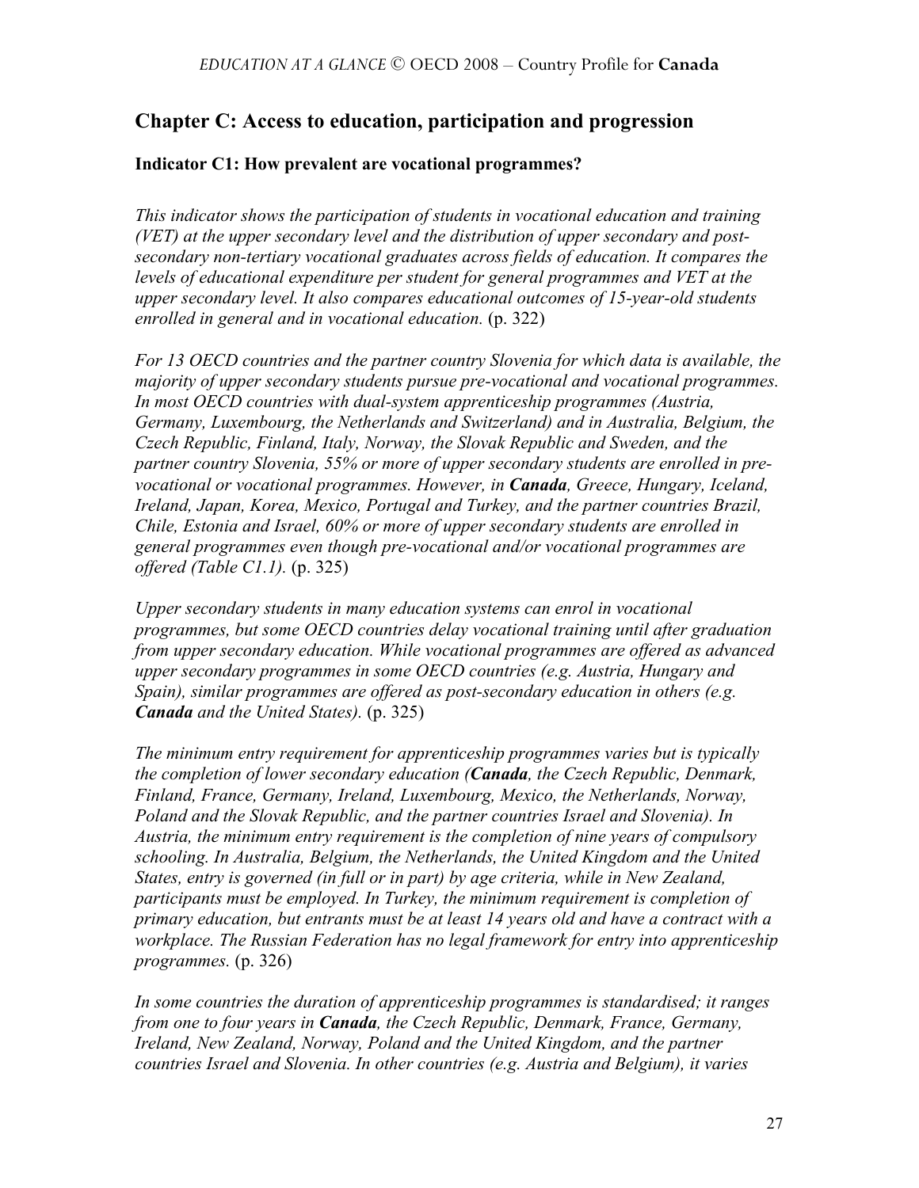## Chapter C: Access to education, participation and progression

### Indicator C1: How prevalent are vocational programmes?

*This indicator shows the participation of students in vocational education and training (VET) at the upper secondary level and the distribution of upper secondary and post-secondary non-tertiary vocational graduates across fields of education. It compares the levels of educational expenditure per student for general programmes and VET at the upper secondary level. It also compares educational outcomes of 15-year-old students enrolled in general and in vocational education.* (p. 322)

*For 13 OECD countries and the partner country Slovenia for which data is available, the majority of upper secondary students pursue pre-vocational and vocational programmes. In most OECD countries with dual-system apprenticeship programmes (Austria, Germany, Luxembourg, the Netherlands and Switzerland) and in Australia, Belgium, the Czech Republic, Finland, Italy, Norway, the Slovak Republic and Sweden, and the partner country Slovenia, 55% or more of upper secondary students are enrolled in pre-vocational or vocational programmes. However, in **Canada**, Greece, Hungary, Iceland, Ireland, Japan, Korea, Mexico, Portugal and Turkey, and the partner countries Brazil, Chile, Estonia and Israel, 60% or more of upper secondary students are enrolled in general programmes even though pre-vocational and/or vocational programmes are offered (Table C1.1).* (p. 325)

*Upper secondary students in many education systems can enrol in vocational programmes, but some OECD countries delay vocational training until after graduation from upper secondary education. While vocational programmes are offered as advanced upper secondary programmes in some OECD countries (e.g. Austria, Hungary and Spain), similar programmes are offered as post-secondary education in others (e.g. **Canada** and the United States).* (p. 325)

*The minimum entry requirement for apprenticeship programmes varies but is typically the completion of lower secondary education (**Canada**, the Czech Republic, Denmark, Finland, France, Germany, Ireland, Luxembourg, Mexico, the Netherlands, Norway, Poland and the Slovak Republic, and the partner countries Israel and Slovenia). In Austria, the minimum entry requirement is the completion of nine years of compulsory schooling. In Australia, Belgium, the Netherlands, the United Kingdom and the United States, entry is governed (in full or in part) by age criteria, while in New Zealand, participants must be employed. In Turkey, the minimum requirement is completion of primary education, but entrants must be at least 14 years old and have a contract with a workplace. The Russian Federation has no legal framework for entry into apprenticeship programmes.* (p. 326)

*In some countries the duration of apprenticeship programmes is standardised; it ranges from one to four years in **Canada**, the Czech Republic, Denmark, France, Germany, Ireland, New Zealand, Norway, Poland and the United Kingdom, and the partner countries Israel and Slovenia. In other countries (e.g. Austria and Belgium), it varies*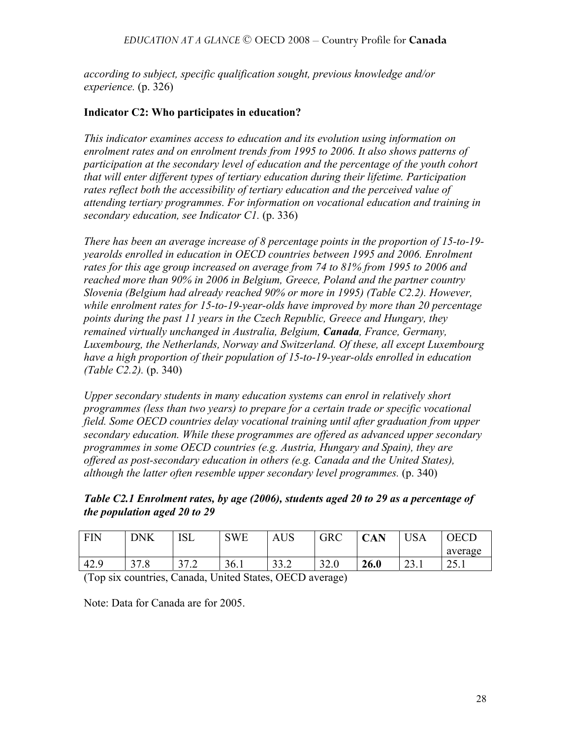*according to subject, specific qualification sought, previous knowledge and/or experience.* (p. 326)

**Indicator C2: Who participates in education?**

*This indicator examines access to education and its evolution using information on enrolment rates and on enrolment trends from 1995 to 2006. It also shows patterns of participation at the secondary level of education and the percentage of the youth cohort that will enter different types of tertiary education during their lifetime. Participation rates reflect both the accessibility of tertiary education and the perceived value of attending tertiary programmes. For information on vocational education and training in secondary education, see Indicator C1.* (p. 336)

*There has been an average increase of 8 percentage points in the proportion of 15-to-19-yearolds enrolled in education in OECD countries between 1995 and 2006. Enrolment rates for this age group increased on average from 74 to 81% from 1995 to 2006 and reached more than 90% in 2006 in Belgium, Greece, Poland and the partner country Slovenia (Belgium had already reached 90% or more in 1995) (Table C2.2). However, while enrolment rates for 15-to-19-year-olds have improved by more than 20 percentage points during the past 11 years in the Czech Republic, Greece and Hungary, they remained virtually unchanged in Australia, Belgium, **Canada**, France, Germany, Luxembourg, the Netherlands, Norway and Switzerland. Of these, all except Luxembourg have a high proportion of their population of 15-to-19-year-olds enrolled in education (Table C2.2).* (p. 340)

*Upper secondary students in many education systems can enrol in relatively short programmes (less than two years) to prepare for a certain trade or specific vocational field. Some OECD countries delay vocational training until after graduation from upper secondary education. While these programmes are offered as advanced upper secondary programmes in some OECD countries (e.g. Austria, Hungary and Spain), they are offered as post-secondary education in others (e.g. Canada and the United States), although the latter often resemble upper secondary level programmes.* (p. 340)

***Table C2.1 Enrolment rates, by age (2006), students aged 20 to 29 as a percentage of the population aged 20 to 29***

| FIN | DNK | ISL | SWE | AUS | GRC | **CAN** | USA | OECD average |
|---|---|---|---|---|---|---|---|---|
| 42.9 | 37.8 | 37.2 | 36.1 | 33.2 | 32.0 | **26.0** | 23.1 | 25.1 |

(Top six countries, Canada, United States, OECD average)

Note: Data for Canada are for 2005.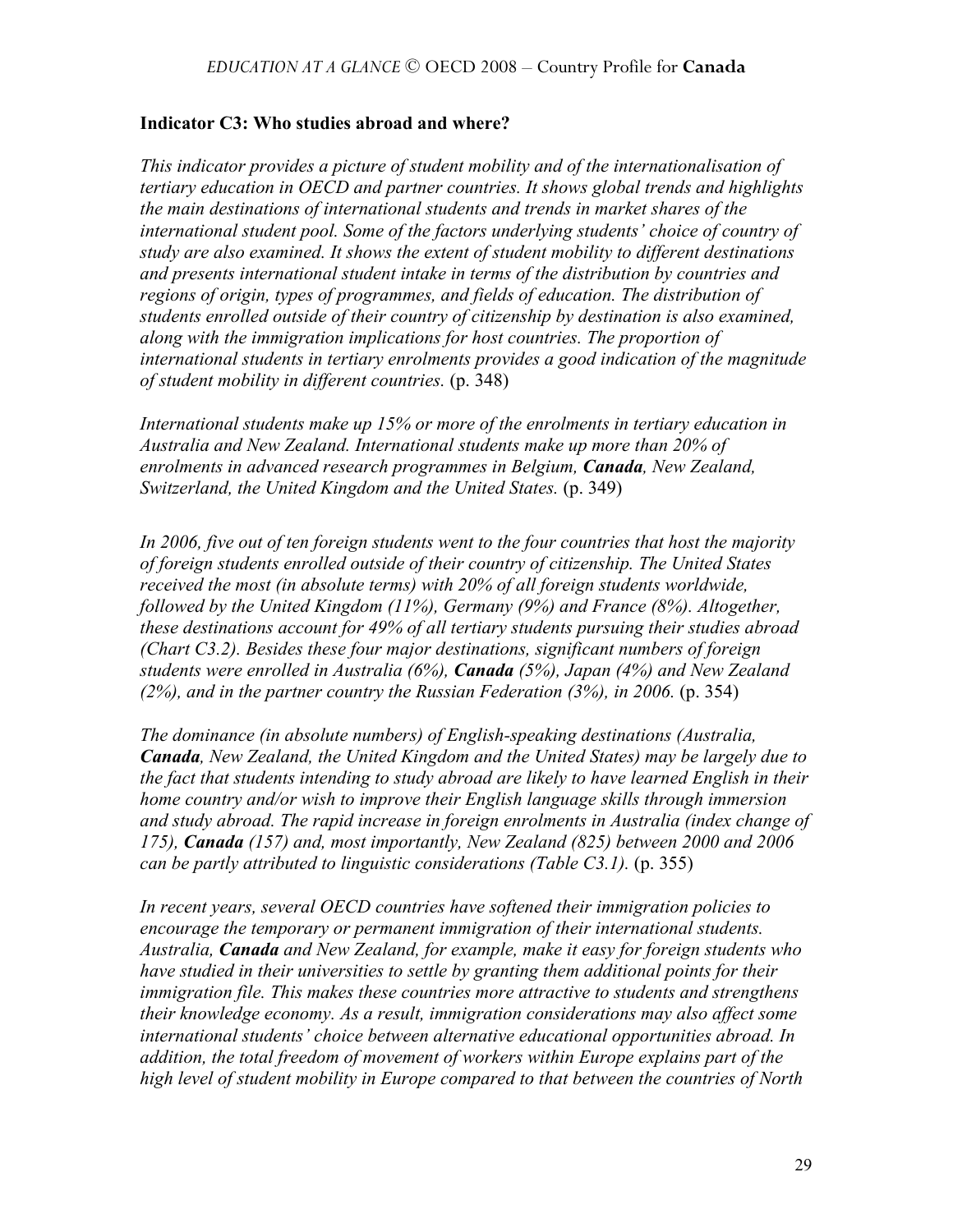### Indicator C3: Who studies abroad and where?

*This indicator provides a picture of student mobility and of the internationalisation of tertiary education in OECD and partner countries. It shows global trends and highlights the main destinations of international students and trends in market shares of the international student pool. Some of the factors underlying students' choice of country of study are also examined. It shows the extent of student mobility to different destinations and presents international student intake in terms of the distribution by countries and regions of origin, types of programmes, and fields of education. The distribution of students enrolled outside of their country of citizenship by destination is also examined, along with the immigration implications for host countries. The proportion of international students in tertiary enrolments provides a good indication of the magnitude of student mobility in different countries.* (p. 348)

*International students make up 15% or more of the enrolments in tertiary education in Australia and New Zealand. International students make up more than 20% of enrolments in advanced research programmes in Belgium, **Canada**, New Zealand, Switzerland, the United Kingdom and the United States.* (p. 349)

*In 2006, five out of ten foreign students went to the four countries that host the majority of foreign students enrolled outside of their country of citizenship. The United States received the most (in absolute terms) with 20% of all foreign students worldwide, followed by the United Kingdom (11%), Germany (9%) and France (8%). Altogether, these destinations account for 49% of all tertiary students pursuing their studies abroad (Chart C3.2). Besides these four major destinations, significant numbers of foreign students were enrolled in Australia (6%), **Canada** (5%), Japan (4%) and New Zealand (2%), and in the partner country the Russian Federation (3%), in 2006.* (p. 354)

*The dominance (in absolute numbers) of English-speaking destinations (Australia, **Canada**, New Zealand, the United Kingdom and the United States) may be largely due to the fact that students intending to study abroad are likely to have learned English in their home country and/or wish to improve their English language skills through immersion and study abroad. The rapid increase in foreign enrolments in Australia (index change of 175), **Canada** (157) and, most importantly, New Zealand (825) between 2000 and 2006 can be partly attributed to linguistic considerations (Table C3.1).* (p. 355)

*In recent years, several OECD countries have softened their immigration policies to encourage the temporary or permanent immigration of their international students. Australia, **Canada** and New Zealand, for example, make it easy for foreign students who have studied in their universities to settle by granting them additional points for their immigration file. This makes these countries more attractive to students and strengthens their knowledge economy. As a result, immigration considerations may also affect some international students' choice between alternative educational opportunities abroad. In addition, the total freedom of movement of workers within Europe explains part of the high level of student mobility in Europe compared to that between the countries of North*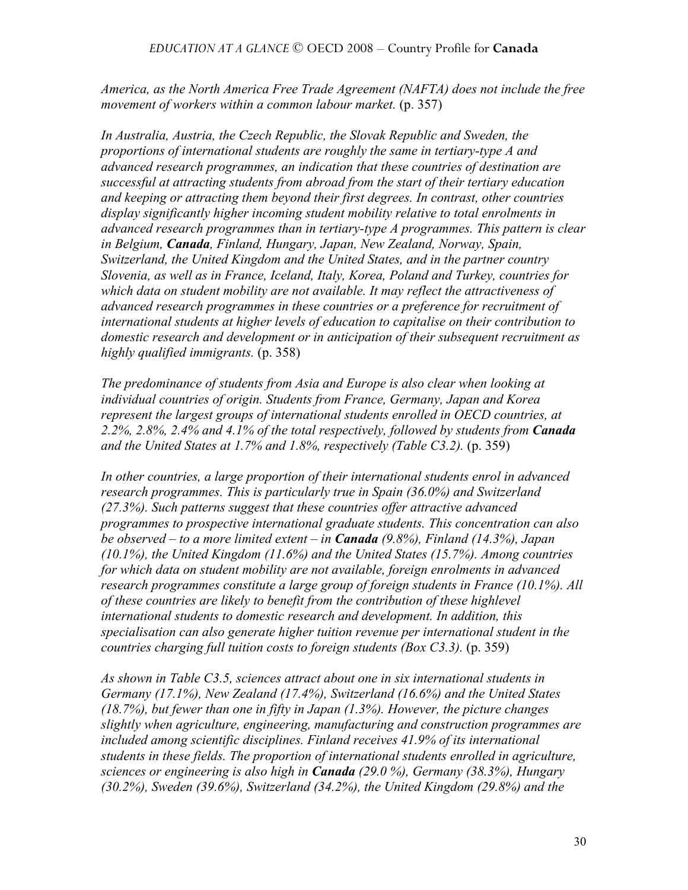*America, as the North America Free Trade Agreement (NAFTA) does not include the free movement of workers within a common labour market.* (p. 357)

*In Australia, Austria, the Czech Republic, the Slovak Republic and Sweden, the proportions of international students are roughly the same in tertiary-type A and advanced research programmes, an indication that these countries of destination are successful at attracting students from abroad from the start of their tertiary education and keeping or attracting them beyond their first degrees. In contrast, other countries display significantly higher incoming student mobility relative to total enrolments in advanced research programmes than in tertiary-type A programmes. This pattern is clear in Belgium,* ***Canada****, Finland, Hungary, Japan, New Zealand, Norway, Spain, Switzerland, the United Kingdom and the United States, and in the partner country Slovenia, as well as in France, Iceland, Italy, Korea, Poland and Turkey, countries for which data on student mobility are not available. It may reflect the attractiveness of advanced research programmes in these countries or a preference for recruitment of international students at higher levels of education to capitalise on their contribution to domestic research and development or in anticipation of their subsequent recruitment as highly qualified immigrants.* (p. 358)

*The predominance of students from Asia and Europe is also clear when looking at individual countries of origin. Students from France, Germany, Japan and Korea represent the largest groups of international students enrolled in OECD countries, at 2.2%, 2.8%, 2.4% and 4.1% of the total respectively, followed by students from* ***Canada*** *and the United States at 1.7% and 1.8%, respectively (Table C3.2).* (p. 359)

*In other countries, a large proportion of their international students enrol in advanced research programmes. This is particularly true in Spain (36.0%) and Switzerland (27.3%). Such patterns suggest that these countries offer attractive advanced programmes to prospective international graduate students. This concentration can also be observed – to a more limited extent – in* ***Canada*** *(9.8%), Finland (14.3%), Japan (10.1%), the United Kingdom (11.6%) and the United States (15.7%). Among countries for which data on student mobility are not available, foreign enrolments in advanced research programmes constitute a large group of foreign students in France (10.1%). All of these countries are likely to benefit from the contribution of these highlevel international students to domestic research and development. In addition, this specialisation can also generate higher tuition revenue per international student in the countries charging full tuition costs to foreign students (Box C3.3).* (p. 359)

*As shown in Table C3.5, sciences attract about one in six international students in Germany (17.1%), New Zealand (17.4%), Switzerland (16.6%) and the United States (18.7%), but fewer than one in fifty in Japan (1.3%). However, the picture changes slightly when agriculture, engineering, manufacturing and construction programmes are included among scientific disciplines. Finland receives 41.9% of its international students in these fields. The proportion of international students enrolled in agriculture, sciences or engineering is also high in* ***Canada*** *(29.0 %), Germany (38.3%), Hungary (30.2%), Sweden (39.6%), Switzerland (34.2%), the United Kingdom (29.8%) and the*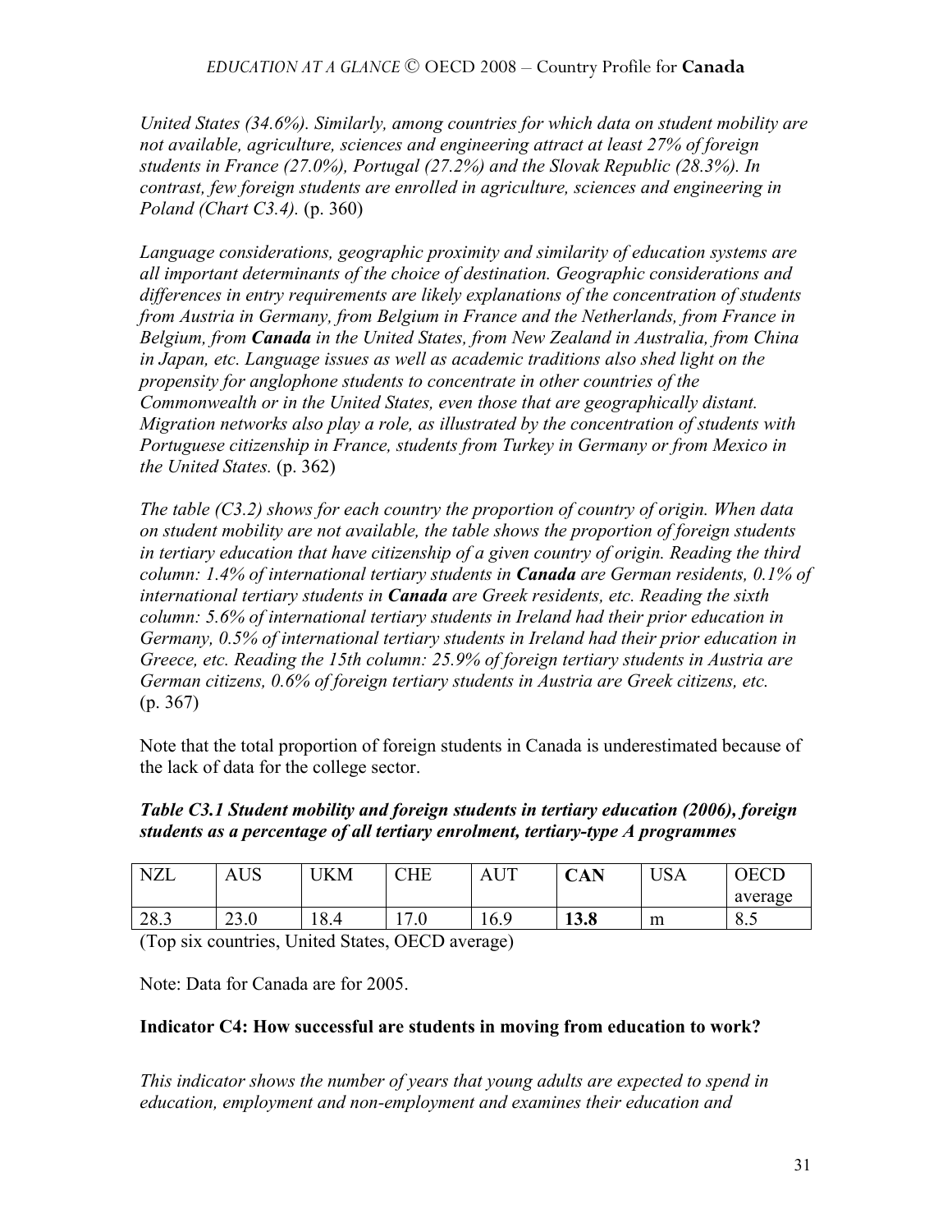*United States (34.6%). Similarly, among countries for which data on student mobility are not available, agriculture, sciences and engineering attract at least 27% of foreign students in France (27.0%), Portugal (27.2%) and the Slovak Republic (28.3%). In contrast, few foreign students are enrolled in agriculture, sciences and engineering in Poland (Chart C3.4).* (p. 360)

*Language considerations, geographic proximity and similarity of education systems are all important determinants of the choice of destination. Geographic considerations and differences in entry requirements are likely explanations of the concentration of students from Austria in Germany, from Belgium in France and the Netherlands, from France in Belgium, from* ***Canada*** *in the United States, from New Zealand in Australia, from China in Japan, etc. Language issues as well as academic traditions also shed light on the propensity for anglophone students to concentrate in other countries of the Commonwealth or in the United States, even those that are geographically distant. Migration networks also play a role, as illustrated by the concentration of students with Portuguese citizenship in France, students from Turkey in Germany or from Mexico in the United States.* (p. 362)

*The table (C3.2) shows for each country the proportion of country of origin. When data on student mobility are not available, the table shows the proportion of foreign students in tertiary education that have citizenship of a given country of origin. Reading the third column: 1.4% of international tertiary students in* ***Canada*** *are German residents, 0.1% of international tertiary students in* ***Canada*** *are Greek residents, etc. Reading the sixth column: 5.6% of international tertiary students in Ireland had their prior education in Germany, 0.5% of international tertiary students in Ireland had their prior education in Greece, etc. Reading the 15th column: 25.9% of foreign tertiary students in Austria are German citizens, 0.6% of foreign tertiary students in Austria are Greek citizens, etc.* (p. 367)

Note that the total proportion of foreign students in Canada is underestimated because of the lack of data for the college sector.

***Table C3.1 Student mobility and foreign students in tertiary education (2006), foreign students as a percentage of all tertiary enrolment, tertiary-type A programmes***

| NZL | AUS | UKM | CHE | AUT | **CAN** | USA | OECD average |
|---|---|---|---|---|---|---|---|
| 28.3 | 23.0 | 18.4 | 17.0 | 16.9 | **13.8** | m | 8.5 |

(Top six countries, United States, OECD average)

Note: Data for Canada are for 2005.

**Indicator C4: How successful are students in moving from education to work?**

*This indicator shows the number of years that young adults are expected to spend in education, employment and non-employment and examines their education and*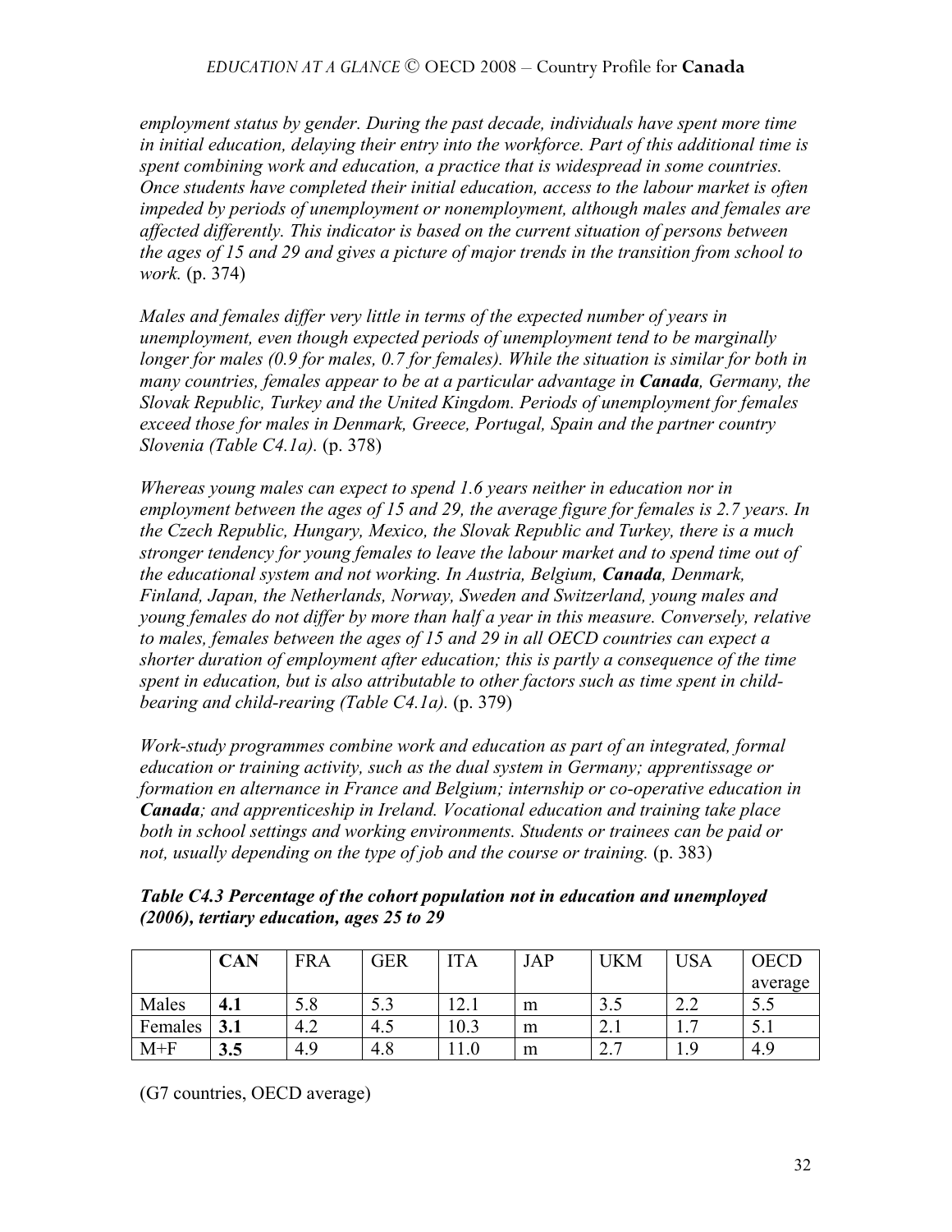*employment status by gender. During the past decade, individuals have spent more time in initial education, delaying their entry into the workforce. Part of this additional time is spent combining work and education, a practice that is widespread in some countries. Once students have completed their initial education, access to the labour market is often impeded by periods of unemployment or nonemployment, although males and females are affected differently. This indicator is based on the current situation of persons between the ages of 15 and 29 and gives a picture of major trends in the transition from school to work.* (p. 374)

*Males and females differ very little in terms of the expected number of years in unemployment, even though expected periods of unemployment tend to be marginally longer for males (0.9 for males, 0.7 for females). While the situation is similar for both in many countries, females appear to be at a particular advantage in **Canada**, Germany, the Slovak Republic, Turkey and the United Kingdom. Periods of unemployment for females exceed those for males in Denmark, Greece, Portugal, Spain and the partner country Slovenia (Table C4.1a).* (p. 378)

*Whereas young males can expect to spend 1.6 years neither in education nor in employment between the ages of 15 and 29, the average figure for females is 2.7 years. In the Czech Republic, Hungary, Mexico, the Slovak Republic and Turkey, there is a much stronger tendency for young females to leave the labour market and to spend time out of the educational system and not working. In Austria, Belgium, **Canada**, Denmark, Finland, Japan, the Netherlands, Norway, Sweden and Switzerland, young males and young females do not differ by more than half a year in this measure. Conversely, relative to males, females between the ages of 15 and 29 in all OECD countries can expect a shorter duration of employment after education; this is partly a consequence of the time spent in education, but is also attributable to other factors such as time spent in child-bearing and child-rearing (Table C4.1a).* (p. 379)

*Work-study programmes combine work and education as part of an integrated, formal education or training activity, such as the dual system in Germany; apprentissage or formation en alternance in France and Belgium; internship or co-operative education in **Canada**; and apprenticeship in Ireland. Vocational education and training take place both in school settings and working environments. Students or trainees can be paid or not, usually depending on the type of job and the course or training.* (p. 383)

***Table C4.3 Percentage of the cohort population not in education and unemployed (2006), tertiary education, ages 25 to 29***

| | **CAN** | FRA | GER | ITA | JAP | UKM | USA | OECD average |
|---|---|---|---|---|---|---|---|---|
| Males | **4.1** | 5.8 | 5.3 | 12.1 | m | 3.5 | 2.2 | 5.5 |
| Females | **3.1** | 4.2 | 4.5 | 10.3 | m | 2.1 | 1.7 | 5.1 |
| M+F | **3.5** | 4.9 | 4.8 | 11.0 | m | 2.7 | 1.9 | 4.9 |

(G7 countries, OECD average)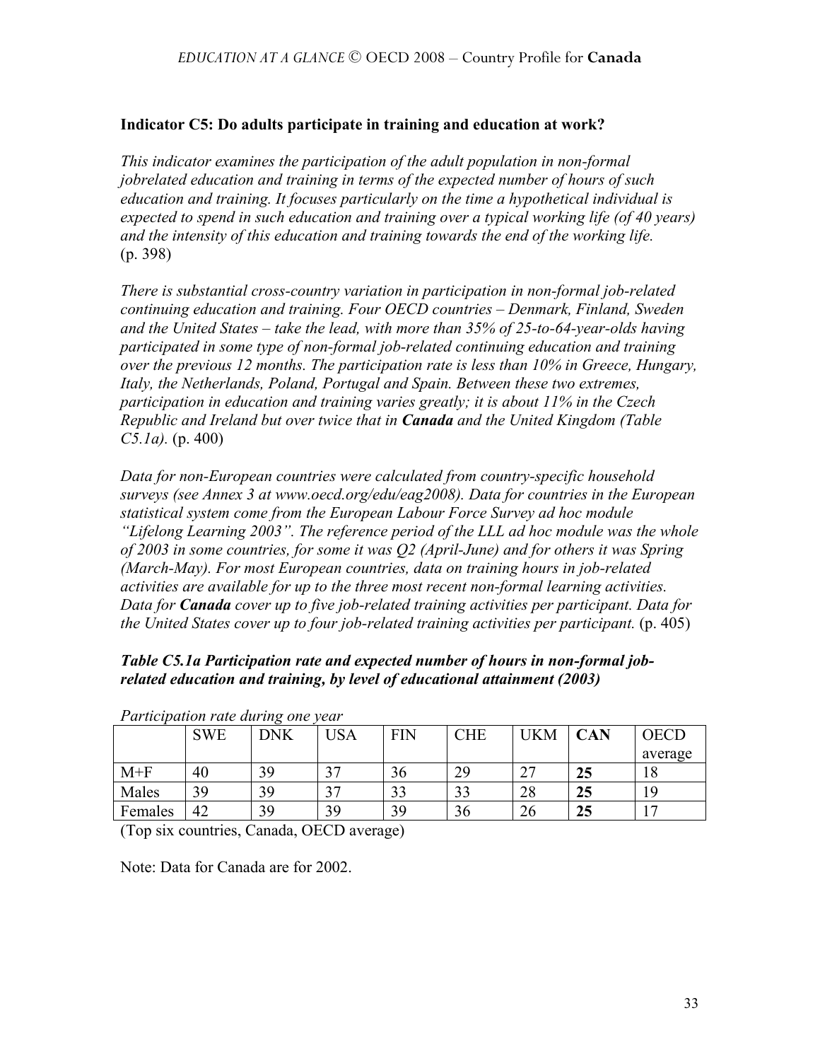### Indicator C5: Do adults participate in training and education at work?

*This indicator examines the participation of the adult population in non-formal jobrelated education and training in terms of the expected number of hours of such education and training. It focuses particularly on the time a hypothetical individual is expected to spend in such education and training over a typical working life (of 40 years) and the intensity of this education and training towards the end of the working life.* (p. 398)

*There is substantial cross-country variation in participation in non-formal job-related continuing education and training. Four OECD countries – Denmark, Finland, Sweden and the United States – take the lead, with more than 35% of 25-to-64-year-olds having participated in some type of non-formal job-related continuing education and training over the previous 12 months. The participation rate is less than 10% in Greece, Hungary, Italy, the Netherlands, Poland, Portugal and Spain. Between these two extremes, participation in education and training varies greatly; it is about 11% in the Czech Republic and Ireland but over twice that in* ***Canada*** *and the United Kingdom (Table C5.1a).* (p. 400)

*Data for non-European countries were calculated from country-specific household surveys (see Annex 3 at www.oecd.org/edu/eag2008). Data for countries in the European statistical system come from the European Labour Force Survey ad hoc module "Lifelong Learning 2003". The reference period of the LLL ad hoc module was the whole of 2003 in some countries, for some it was Q2 (April-June) and for others it was Spring (March-May). For most European countries, data on training hours in job-related activities are available for up to the three most recent non-formal learning activities. Data for* ***Canada*** *cover up to five job-related training activities per participant. Data for the United States cover up to four job-related training activities per participant.* (p. 405)

***Table C5.1a Participation rate and expected number of hours in non-formal job-related education and training, by level of educational attainment (2003)***

*Participation rate during one year*

| | SWE | DNK | USA | FIN | CHE | UKM | **CAN** | OECD average |
|---|---|---|---|---|---|---|---|---|
| M+F | 40 | 39 | 37 | 36 | 29 | 27 | **25** | 18 |
| Males | 39 | 39 | 37 | 33 | 33 | 28 | **25** | 19 |
| Females | 42 | 39 | 39 | 39 | 36 | 26 | **25** | 17 |

(Top six countries, Canada, OECD average)

Note: Data for Canada are for 2002.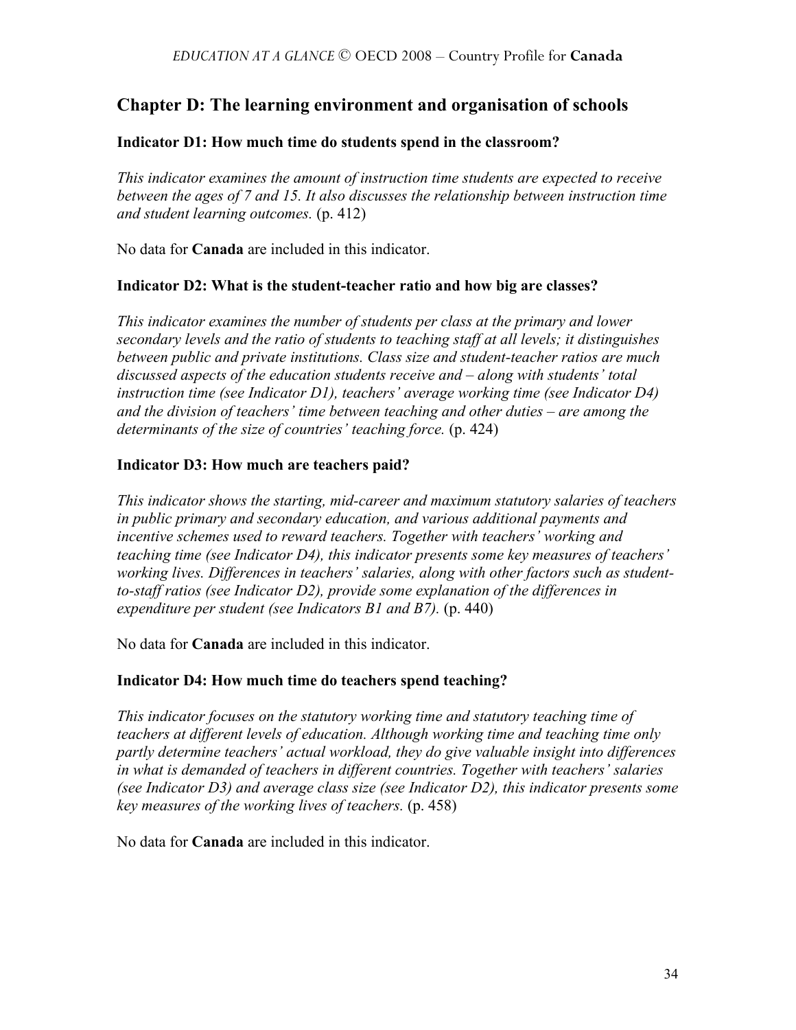## Chapter D: The learning environment and organisation of schools

### Indicator D1: How much time do students spend in the classroom?

*This indicator examines the amount of instruction time students are expected to receive between the ages of 7 and 15. It also discusses the relationship between instruction time and student learning outcomes.* (p. 412)

No data for **Canada** are included in this indicator.

### Indicator D2: What is the student-teacher ratio and how big are classes?

*This indicator examines the number of students per class at the primary and lower secondary levels and the ratio of students to teaching staff at all levels; it distinguishes between public and private institutions. Class size and student-teacher ratios are much discussed aspects of the education students receive and – along with students' total instruction time (see Indicator D1), teachers' average working time (see Indicator D4) and the division of teachers' time between teaching and other duties – are among the determinants of the size of countries' teaching force.* (p. 424)

### Indicator D3: How much are teachers paid?

*This indicator shows the starting, mid-career and maximum statutory salaries of teachers in public primary and secondary education, and various additional payments and incentive schemes used to reward teachers. Together with teachers' working and teaching time (see Indicator D4), this indicator presents some key measures of teachers' working lives. Differences in teachers' salaries, along with other factors such as student-to-staff ratios (see Indicator D2), provide some explanation of the differences in expenditure per student (see Indicators B1 and B7).* (p. 440)

No data for **Canada** are included in this indicator.

### Indicator D4: How much time do teachers spend teaching?

*This indicator focuses on the statutory working time and statutory teaching time of teachers at different levels of education. Although working time and teaching time only partly determine teachers' actual workload, they do give valuable insight into differences in what is demanded of teachers in different countries. Together with teachers' salaries (see Indicator D3) and average class size (see Indicator D2), this indicator presents some key measures of the working lives of teachers.* (p. 458)

No data for **Canada** are included in this indicator.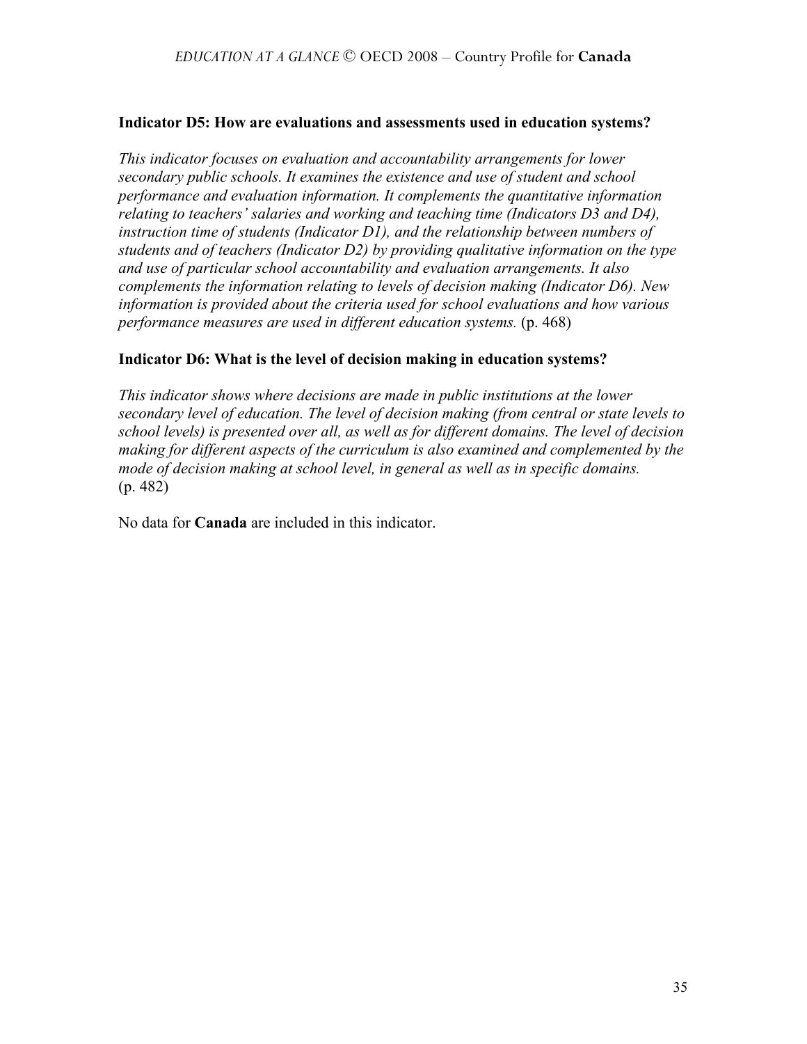### Indicator D5: How are evaluations and assessments used in education systems?

*This indicator focuses on evaluation and accountability arrangements for lower secondary public schools. It examines the existence and use of student and school performance and evaluation information. It complements the quantitative information relating to teachers' salaries and working and teaching time (Indicators D3 and D4), instruction time of students (Indicator D1), and the relationship between numbers of students and of teachers (Indicator D2) by providing qualitative information on the type and use of particular school accountability and evaluation arrangements. It also complements the information relating to levels of decision making (Indicator D6). New information is provided about the criteria used for school evaluations and how various performance measures are used in different education systems.* (p. 468)

### Indicator D6: What is the level of decision making in education systems?

*This indicator shows where decisions are made in public institutions at the lower secondary level of education. The level of decision making (from central or state levels to school levels) is presented over all, as well as for different domains. The level of decision making for different aspects of the curriculum is also examined and complemented by the mode of decision making at school level, in general as well as in specific domains.* (p. 482)

No data for **Canada** are included in this indicator.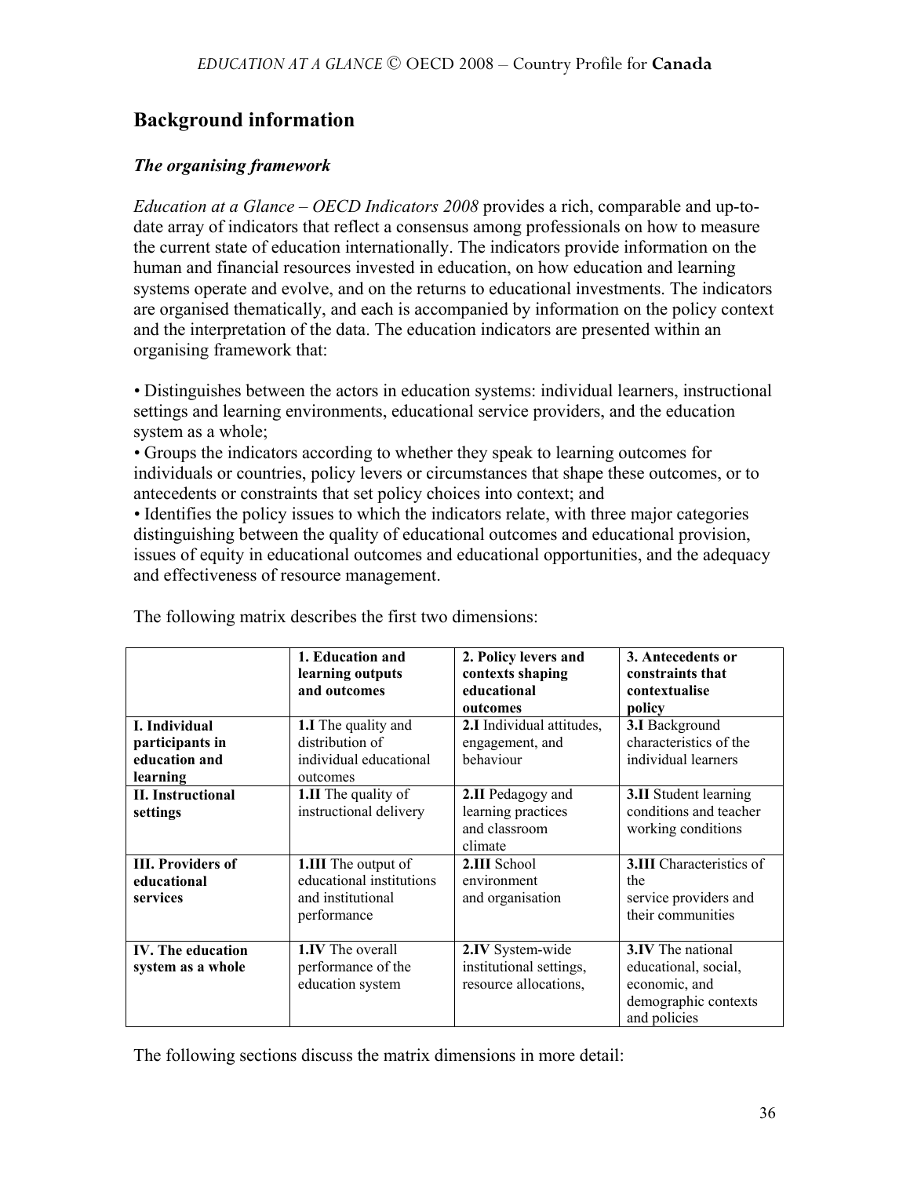## Background information

### *The organising framework*

*Education at a Glance – OECD Indicators 2008* provides a rich, comparable and up-to-date array of indicators that reflect a consensus among professionals on how to measure the current state of education internationally. The indicators provide information on the human and financial resources invested in education, on how education and learning systems operate and evolve, and on the returns to educational investments. The indicators are organised thematically, and each is accompanied by information on the policy context and the interpretation of the data. The education indicators are presented within an organising framework that:

• Distinguishes between the actors in education systems: individual learners, instructional settings and learning environments, educational service providers, and the education system as a whole;
• Groups the indicators according to whether they speak to learning outcomes for individuals or countries, policy levers or circumstances that shape these outcomes, or to antecedents or constraints that set policy choices into context; and
• Identifies the policy issues to which the indicators relate, with three major categories distinguishing between the quality of educational outcomes and educational provision, issues of equity in educational outcomes and educational opportunities, and the adequacy and effectiveness of resource management.

The following matrix describes the first two dimensions:

| | **1. Education and learning outputs and outcomes** | **2. Policy levers and contexts shaping educational outcomes** | **3. Antecedents or constraints that contextualise policy** |
|---|---|---|---|
| **I. Individual participants in education and learning** | **1.I** The quality and distribution of individual educational outcomes | **2.I** Individual attitudes, engagement, and behaviour | **3.I** Background characteristics of the individual learners |
| **II. Instructional settings** | **1.II** The quality of instructional delivery | **2.II** Pedagogy and learning practices and classroom climate | **3.II** Student learning conditions and teacher working conditions |
| **III. Providers of educational services** | **1.III** The output of educational institutions and institutional performance | **2.III** School environment and organisation | **3.III** Characteristics of the service providers and their communities |
| **IV. The education system as a whole** | **1.IV** The overall performance of the education system | **2.IV** System-wide institutional settings, resource allocations, | **3.IV** The national educational, social, economic, and demographic contexts and policies |

The following sections discuss the matrix dimensions in more detail: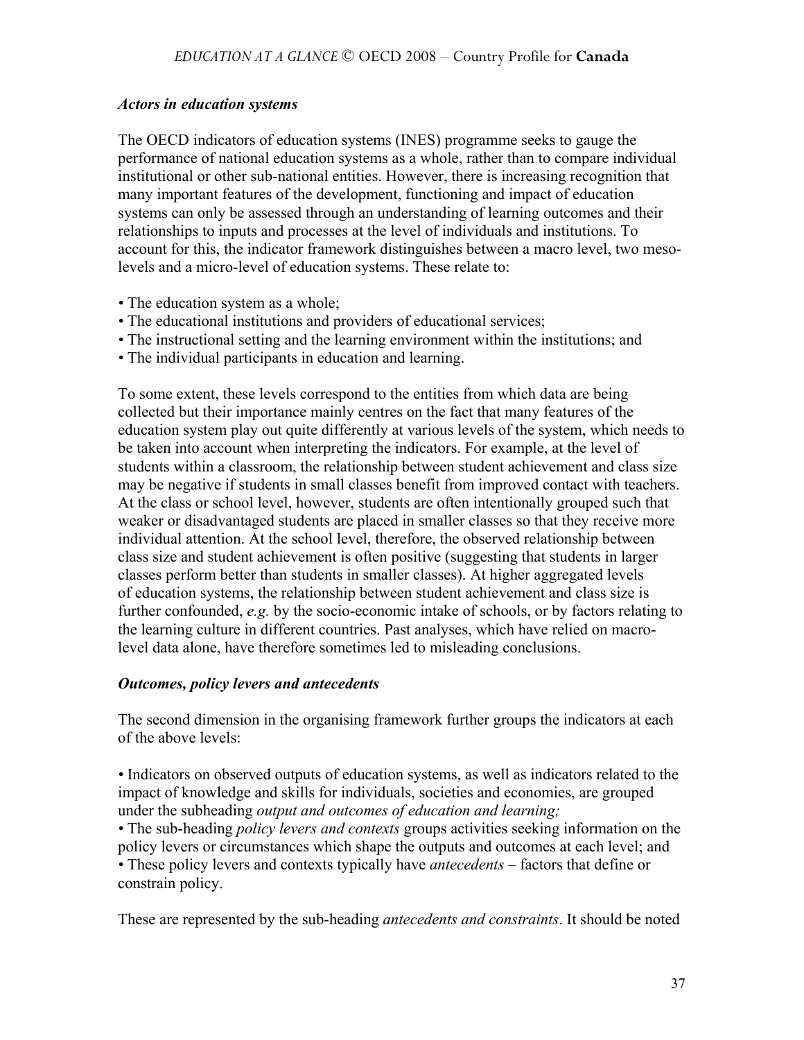### *Actors in education systems*

The OECD indicators of education systems (INES) programme seeks to gauge the performance of national education systems as a whole, rather than to compare individual institutional or other sub-national entities. However, there is increasing recognition that many important features of the development, functioning and impact of education systems can only be assessed through an understanding of learning outcomes and their relationships to inputs and processes at the level of individuals and institutions. To account for this, the indicator framework distinguishes between a macro level, two meso-levels and a micro-level of education systems. These relate to:

- The education system as a whole;
- The educational institutions and providers of educational services;
- The instructional setting and the learning environment within the institutions; and
- The individual participants in education and learning.

To some extent, these levels correspond to the entities from which data are being collected but their importance mainly centres on the fact that many features of the education system play out quite differently at various levels of the system, which needs to be taken into account when interpreting the indicators. For example, at the level of students within a classroom, the relationship between student achievement and class size may be negative if students in small classes benefit from improved contact with teachers. At the class or school level, however, students are often intentionally grouped such that weaker or disadvantaged students are placed in smaller classes so that they receive more individual attention. At the school level, therefore, the observed relationship between class size and student achievement is often positive (suggesting that students in larger classes perform better than students in smaller classes). At higher aggregated levels of education systems, the relationship between student achievement and class size is further confounded, *e.g.* by the socio-economic intake of schools, or by factors relating to the learning culture in different countries. Past analyses, which have relied on macro-level data alone, have therefore sometimes led to misleading conclusions.

### *Outcomes, policy levers and antecedents*

The second dimension in the organising framework further groups the indicators at each of the above levels:

- Indicators on observed outputs of education systems, as well as indicators related to the impact of knowledge and skills for individuals, societies and economies, are grouped under the subheading *output and outcomes of education and learning;*
- The sub-heading *policy levers and contexts* groups activities seeking information on the policy levers or circumstances which shape the outputs and outcomes at each level; and
- These policy levers and contexts typically have *antecedents* – factors that define or constrain policy.

These are represented by the sub-heading *antecedents and constraints*. It should be noted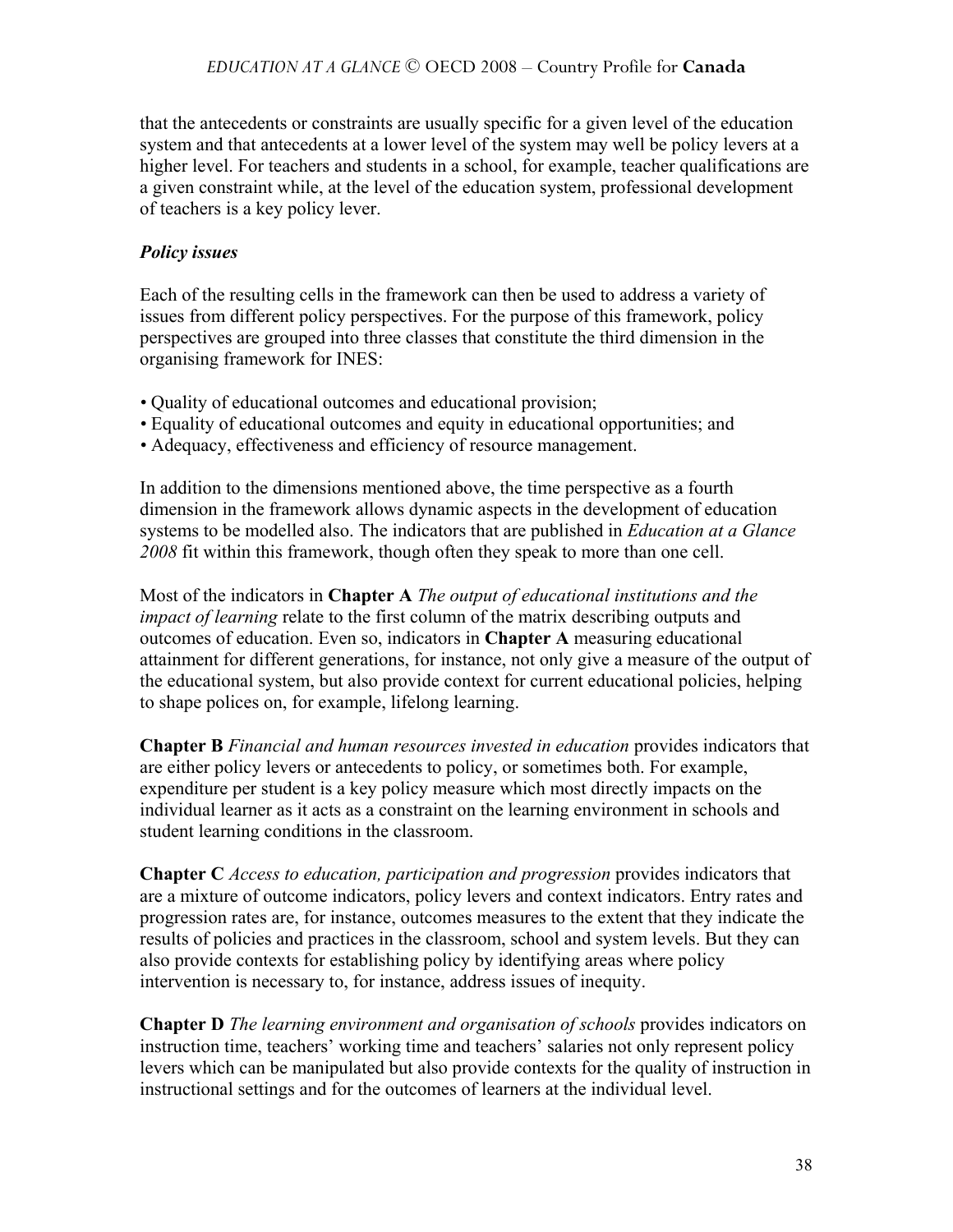that the antecedents or constraints are usually specific for a given level of the education system and that antecedents at a lower level of the system may well be policy levers at a higher level. For teachers and students in a school, for example, teacher qualifications are a given constraint while, at the level of the education system, professional development of teachers is a key policy lever.

### *Policy issues*

Each of the resulting cells in the framework can then be used to address a variety of issues from different policy perspectives. For the purpose of this framework, policy perspectives are grouped into three classes that constitute the third dimension in the organising framework for INES:

- Quality of educational outcomes and educational provision;
- Equality of educational outcomes and equity in educational opportunities; and
- Adequacy, effectiveness and efficiency of resource management.

In addition to the dimensions mentioned above, the time perspective as a fourth dimension in the framework allows dynamic aspects in the development of education systems to be modelled also. The indicators that are published in *Education at a Glance 2008* fit within this framework, though often they speak to more than one cell.

Most of the indicators in **Chapter A** *The output of educational institutions and the impact of learning* relate to the first column of the matrix describing outputs and outcomes of education. Even so, indicators in **Chapter A** measuring educational attainment for different generations, for instance, not only give a measure of the output of the educational system, but also provide context for current educational policies, helping to shape polices on, for example, lifelong learning.

**Chapter B** *Financial and human resources invested in education* provides indicators that are either policy levers or antecedents to policy, or sometimes both. For example, expenditure per student is a key policy measure which most directly impacts on the individual learner as it acts as a constraint on the learning environment in schools and student learning conditions in the classroom.

**Chapter C** *Access to education, participation and progression* provides indicators that are a mixture of outcome indicators, policy levers and context indicators. Entry rates and progression rates are, for instance, outcomes measures to the extent that they indicate the results of policies and practices in the classroom, school and system levels. But they can also provide contexts for establishing policy by identifying areas where policy intervention is necessary to, for instance, address issues of inequity.

**Chapter D** *The learning environment and organisation of schools* provides indicators on instruction time, teachers' working time and teachers' salaries not only represent policy levers which can be manipulated but also provide contexts for the quality of instruction in instructional settings and for the outcomes of learners at the individual level.